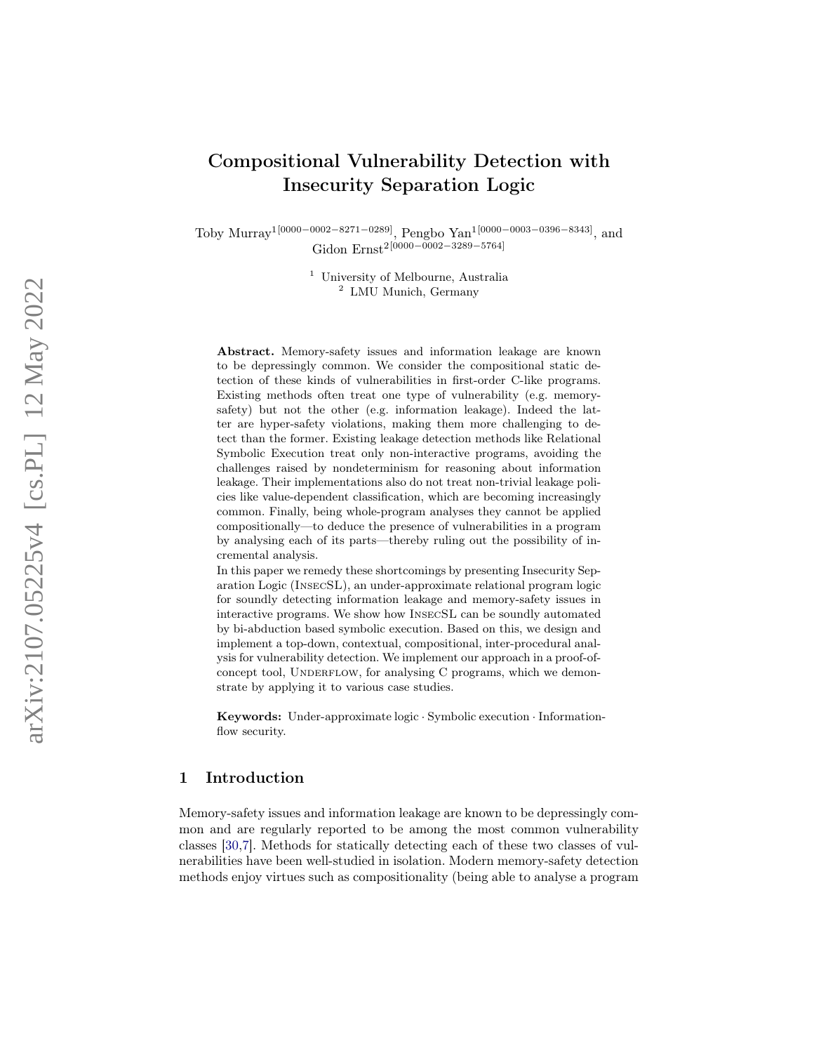# Compositional Vulnerability Detection with Insecurity Separation Logic

Toby Murray[1] [0000−0002−8271−0289], Pengbo Yan[1] [0000−0003−0396−8343], and Gidon Ernst[2] [0000−0002−3289−5764]

[1] University of Melbourne, Australia
[2] LMU Munich, Germany

**Abstract.** Memory-safety issues and information leakage are known to be depressingly common. We consider the compositional static detection of these kinds of vulnerabilities in first-order C-like programs. Existing methods often treat one type of vulnerability (e.g. memory-safety) but not the other (e.g. information leakage). Indeed the latter are hyper-safety violations, making them more challenging to detect than the former. Existing leakage detection methods like Relational Symbolic Execution treat only non-interactive programs, avoiding the challenges raised by nondeterminism for reasoning about information leakage. Their implementations also do not treat non-trivial leakage policies like value-dependent classification, which are becoming increasingly common. Finally, being whole-program analyses they cannot be applied compositionally—to deduce the presence of vulnerabilities in a program by analysing each of its parts—thereby ruling out the possibility of incremental analysis.

In this paper we remedy these shortcomings by presenting Insecurity Separation Logic (InsecSL), an under-approximate relational program logic for soundly detecting information leakage and memory-safety issues in interactive programs. We show how InsecSL can be soundly automated by bi-abduction based symbolic execution. Based on this, we design and implement a top-down, contextual, compositional, inter-procedural analysis for vulnerability detection. We implement our approach in a proof-of-concept tool, Underflow, for analysing C programs, which we demonstrate by applying it to various case studies.

**Keywords:** Under-approximate logic · Symbolic execution · Information-flow security.

## 1 Introduction

Memory-safety issues and information leakage are known to be depressingly common and are regularly reported to be among the most common vulnerability classes [30,7]. Methods for statically detecting each of these two classes of vulnerabilities have been well-studied in isolation. Modern memory-safety detection methods enjoy virtues such as compositionality (being able to analyse a program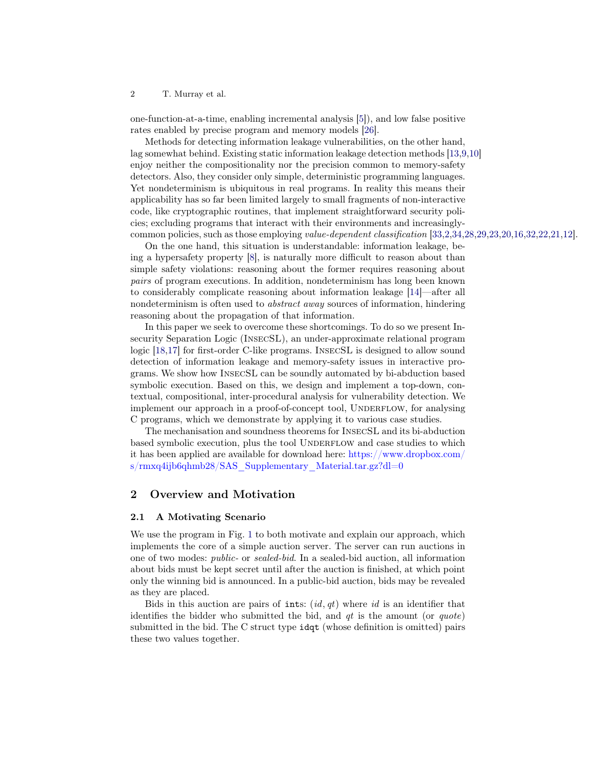one-function-at-a-time, enabling incremental analysis [5]), and low false positive rates enabled by precise program and memory models [26].

Methods for detecting information leakage vulnerabilities, on the other hand, lag somewhat behind. Existing static information leakage detection methods [13,9,10] enjoy neither the compositionality nor the precision common to memory-safety detectors. Also, they consider only simple, deterministic programming languages. Yet nondeterminism is ubiquitous in real programs. In reality this means their applicability has so far been limited largely to small fragments of non-interactive code, like cryptographic routines, that implement straightforward security policies; excluding programs that interact with their environments and increasingly-common policies, such as those employing *value-dependent classification* [33,2,34,28,29,23,20,16,32,22,21,12].

On the one hand, this situation is understandable: information leakage, being a hypersafety property [8], is naturally more difficult to reason about than simple safety violations: reasoning about the former requires reasoning about *pairs* of program executions. In addition, nondeterminism has long been known to considerably complicate reasoning about information leakage [14]—after all nondeterminism is often used to *abstract away* sources of information, hindering reasoning about the propagation of that information.

In this paper we seek to overcome these shortcomings. To do so we present Insecurity Separation Logic (InsecSL), an under-approximate relational program logic [18,17] for first-order C-like programs. InsecSL is designed to allow sound detection of information leakage and memory-safety issues in interactive programs. We show how InsecSL can be soundly automated by bi-abduction based symbolic execution. Based on this, we design and implement a top-down, contextual, compositional, inter-procedural analysis for vulnerability detection. We implement our approach in a proof-of-concept tool, Underflow, for analysing C programs, which we demonstrate by applying it to various case studies.

The mechanisation and soundness theorems for InsecSL and its bi-abduction based symbolic execution, plus the tool Underflow and case studies to which it has been applied are available for download here: https://www.dropbox.com/s/rmxq4ijb6qhmb28/SAS_Supplementary_Material.tar.gz?dl=0

## 2 Overview and Motivation

### 2.1 A Motivating Scenario

We use the program in Fig. 1 to both motivate and explain our approach, which implements the core of a simple auction server. The server can run auctions in one of two modes: *public*- or *sealed-bid*. In a sealed-bid auction, all information about bids must be kept secret until after the auction is finished, at which point only the winning bid is announced. In a public-bid auction, bids may be revealed as they are placed.

Bids in this auction are pairs of `int`s: $(id, qt)$ where $id$ is an identifier that identifies the bidder who submitted the bid, and $qt$ is the amount (or *quote*) submitted in the bid. The C struct type `idqt` (whose definition is omitted) pairs these two values together.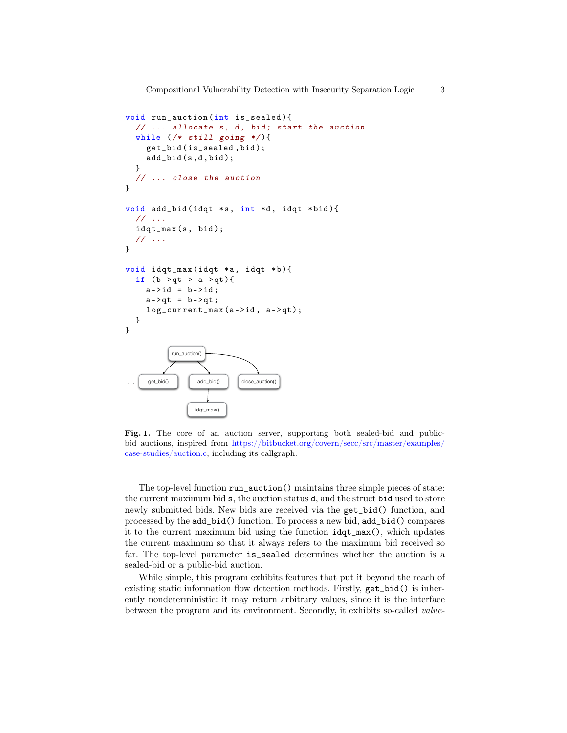```c
void run_auction(int is_sealed){
  // ... allocate s, d, bid; start the auction
  while (/* still going */){
    get_bid(is_sealed,bid);
    add_bid(s,d,bid);
  }
  // ... close the auction
}

void add_bid(idqt *s, int *d, idqt *bid){
  // ...
  idqt_max(s, bid);
  // ...
}

void idqt_max(idqt *a, idqt *b){
  if (b->qt > a->qt){
    a->id = b->id;
    a->qt = b->qt;
    log_current_max(a->id, a->qt);
  }
}
```

**Fig. 1.** The core of an auction server, supporting both sealed-bid and public-bid auctions, inspired from https://bitbucket.org/covern/secc/src/master/examples/case-studies/auction.c, including its callgraph.

The top-level function `run_auction()` maintains three simple pieces of state: the current maximum bid `s`, the auction status `d`, and the struct `bid` used to store newly submitted bids. New bids are received via the `get_bid()` function, and processed by the `add_bid()` function. To process a new bid, `add_bid()` compares it to the current maximum bid using the function `idqt_max()`, which updates the current maximum so that it always refers to the maximum bid received so far. The top-level parameter `is_sealed` determines whether the auction is a sealed-bid or a public-bid auction.

While simple, this program exhibits features that put it beyond the reach of existing static information flow detection methods. Firstly, `get_bid()` is inherently nondeterministic: it may return arbitrary values, since it is the interface between the program and its environment. Secondly, it exhibits so-called *value-*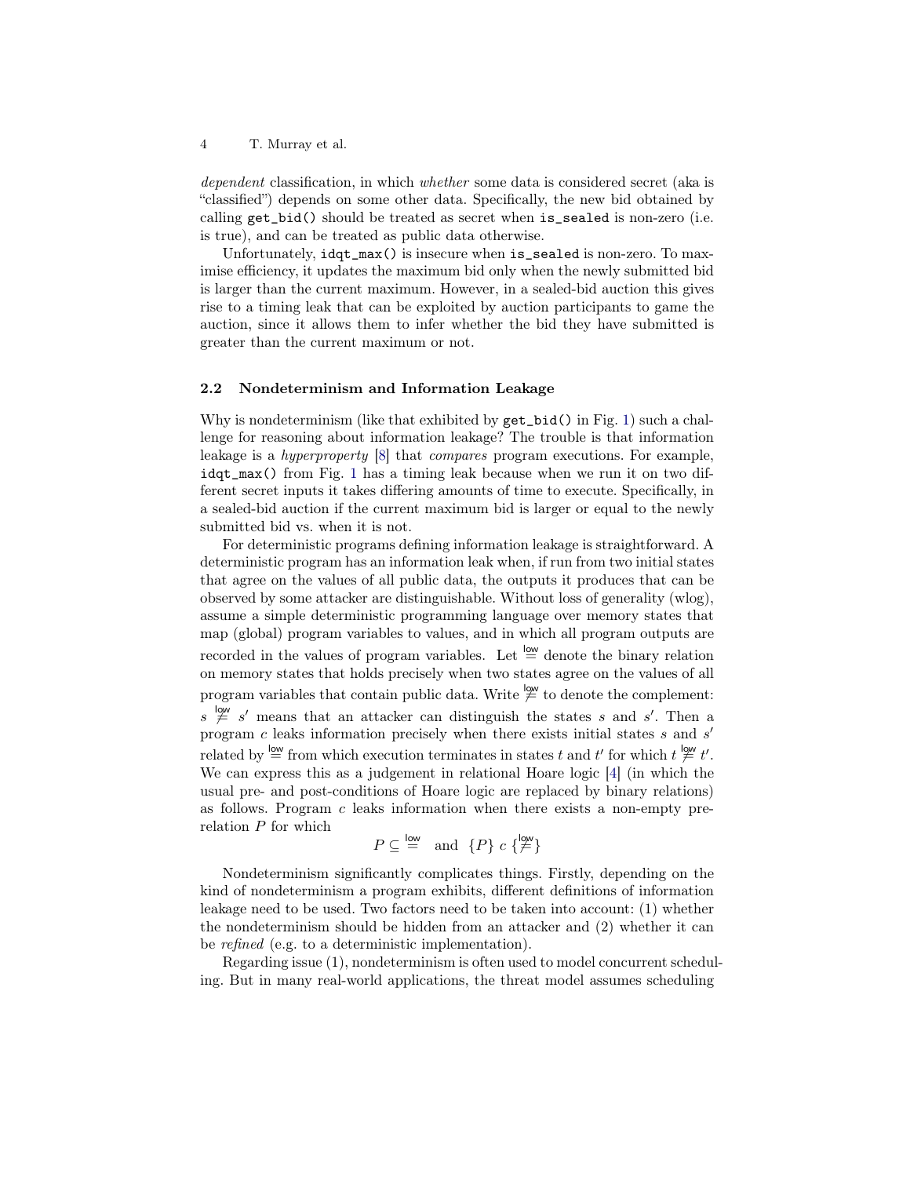*dependent* classification, in which *whether* some data is considered secret (aka is "classified") depends on some other data. Specifically, the new bid obtained by calling `get_bid()` should be treated as secret when `is_sealed` is non-zero (i.e. is true), and can be treated as public data otherwise.

Unfortunately, `idqt_max()` is insecure when `is_sealed` is non-zero. To maximise efficiency, it updates the maximum bid only when the newly submitted bid is larger than the current maximum. However, in a sealed-bid auction this gives rise to a timing leak that can be exploited by auction participants to game the auction, since it allows them to infer whether the bid they have submitted is greater than the current maximum or not.

### 2.2 Nondeterminism and Information Leakage

Why is nondeterminism (like that exhibited by `get_bid()` in Fig. 1) such a challenge for reasoning about information leakage? The trouble is that information leakage is a *hyperproperty* [8] that *compares* program executions. For example, `idqt_max()` from Fig. 1 has a timing leak because when we run it on two different secret inputs it takes differing amounts of time to execute. Specifically, in a sealed-bid auction if the current maximum bid is larger or equal to the newly submitted bid vs. when it is not.

For deterministic programs defining information leakage is straightforward. A deterministic program has an information leak when, if run from two initial states that agree on the values of all public data, the outputs it produces that can be observed by some attacker are distinguishable. Without loss of generality (wlog), assume a simple deterministic programming language over memory states that map (global) program variables to values, and in which all program outputs are recorded in the values of program variables. Let $\overset{\mathsf{low}}{=}$ denote the binary relation on memory states that holds precisely when two states agree on the values of all program variables that contain public data. Write $\overset{\mathsf{low}}{\neq}$ to denote the complement: $s \overset{\mathsf{low}}{\neq} s'$ means that an attacker can distinguish the states $s$ and $s'$. Then a program $c$ leaks information precisely when there exists initial states $s$ and $s'$ related by $\overset{\mathsf{low}}{=}$ from which execution terminates in states $t$ and $t'$ for which $t \overset{\mathsf{low}}{\neq} t'$. We can express this as a judgement in relational Hoare logic [4] (in which the usual pre- and post-conditions of Hoare logic are replaced by binary relations) as follows. Program $c$ leaks information when there exists a non-empty pre-relation $P$ for which

$$P \subseteq \overset{\mathsf{low}}{=} \quad \text{and} \quad \{P\}\ c\ \{\overset{\mathsf{low}}{\neq}\}$$

Nondeterminism significantly complicates things. Firstly, depending on the kind of nondeterminism a program exhibits, different definitions of information leakage need to be used. Two factors need to be taken into account: (1) whether the nondeterminism should be hidden from an attacker and (2) whether it can be *refined* (e.g. to a deterministic implementation).

Regarding issue (1), nondeterminism is often used to model concurrent scheduling. But in many real-world applications, the threat model assumes scheduling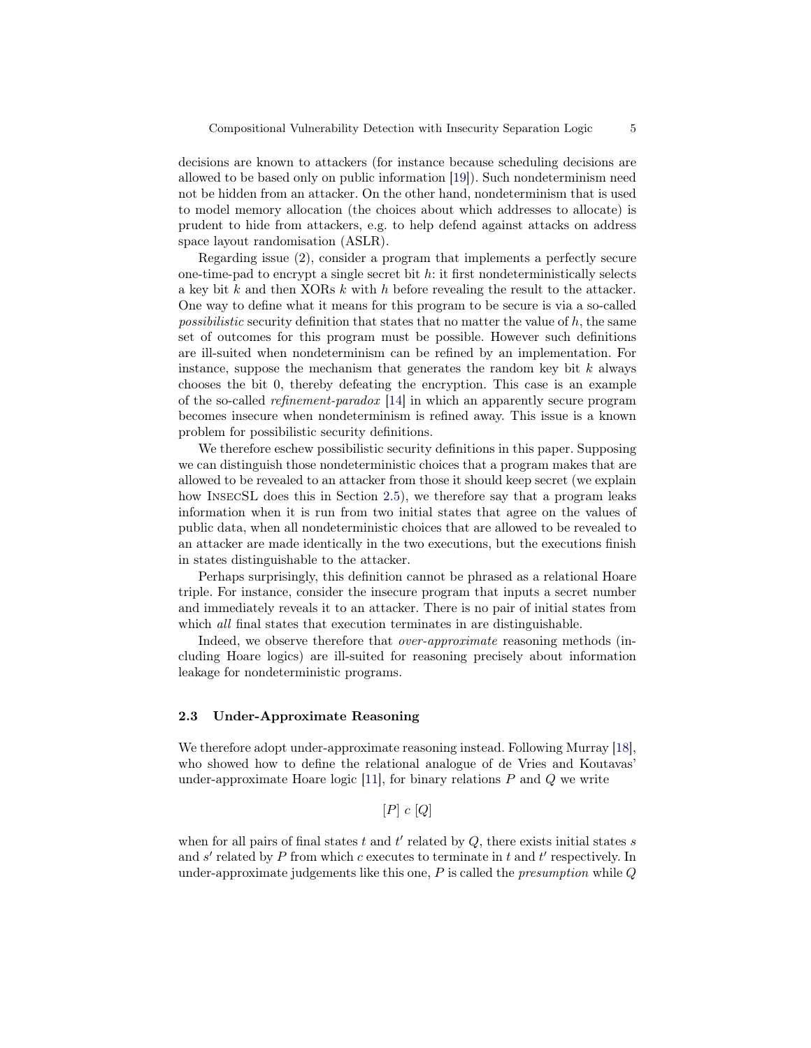decisions are known to attackers (for instance because scheduling decisions are allowed to be based only on public information [19]). Such nondeterminism need not be hidden from an attacker. On the other hand, nondeterminism that is used to model memory allocation (the choices about which addresses to allocate) is prudent to hide from attackers, e.g. to help defend against attacks on address space layout randomisation (ASLR).

Regarding issue (2), consider a program that implements a perfectly secure one-time-pad to encrypt a single secret bit $h$: it first nondeterministically selects a key bit $k$ and then XORs $k$ with $h$ before revealing the result to the attacker. One way to define what it means for this program to be secure is via a so-called *possibilistic* security definition that states that no matter the value of $h$, the same set of outcomes for this program must be possible. However such definitions are ill-suited when nondeterminism can be refined by an implementation. For instance, suppose the mechanism that generates the random key bit $k$ always chooses the bit 0, thereby defeating the encryption. This case is an example of the so-called *refinement-paradox* [14] in which an apparently secure program becomes insecure when nondeterminism is refined away. This issue is a known problem for possibilistic security definitions.

We therefore eschew possibilistic security definitions in this paper. Supposing we can distinguish those nondeterministic choices that a program makes that are allowed to be revealed to an attacker from those it should keep secret (we explain how InsecSL does this in Section 2.5), we therefore say that a program leaks information when it is run from two initial states that agree on the values of public data, when all nondeterministic choices that are allowed to be revealed to an attacker are made identically in the two executions, but the executions finish in states distinguishable to the attacker.

Perhaps surprisingly, this definition cannot be phrased as a relational Hoare triple. For instance, consider the insecure program that inputs a secret number and immediately reveals it to an attacker. There is no pair of initial states from which *all* final states that execution terminates in are distinguishable.

Indeed, we observe therefore that *over-approximate* reasoning methods (including Hoare logics) are ill-suited for reasoning precisely about information leakage for nondeterministic programs.

### 2.3 Under-Approximate Reasoning

We therefore adopt under-approximate reasoning instead. Following Murray [18], who showed how to define the relational analogue of de Vries and Koutavas' under-approximate Hoare logic [11], for binary relations $P$ and $Q$ we write

$$[P]\ c\ [Q]$$

when for all pairs of final states $t$ and $t'$ related by $Q$, there exists initial states $s$ and $s'$ related by $P$ from which $c$ executes to terminate in $t$ and $t'$ respectively. In under-approximate judgements like this one, $P$ is called the *presumption* while $Q$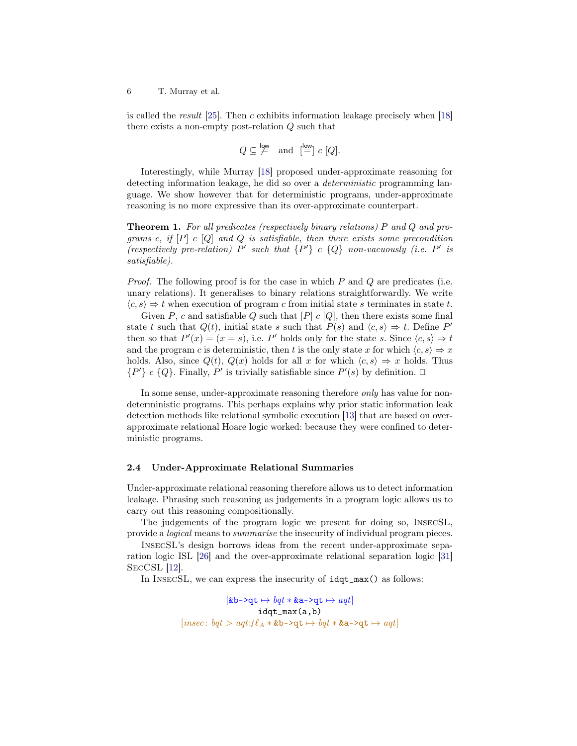is called the *result* [25]. Then $c$ exhibits information leakage precisely when [18] there exists a non-empty post-relation $Q$ such that

$$Q \subseteq \overset{\mathsf{low}}{\neq} \quad \text{and} \quad [\overset{\mathsf{low}}{=}]\ c\ [Q].$$

Interestingly, while Murray [18] proposed under-approximate reasoning for detecting information leakage, he did so over a *deterministic* programming language. We show however that for deterministic programs, under-approximate reasoning is no more expressive than its over-approximate counterpart.

**Theorem 1.** *For all predicates (respectively binary relations) $P$ and $Q$ and programs $c$, if $[P]\ c\ [Q]$ and $Q$ is satisfiable, then there exists some precondition (respectively pre-relation) $P'$ such that $\{P'\}\ c\ \{Q\}$ non-vacuously (i.e. $P'$ is satisfiable).*

*Proof.* The following proof is for the case in which $P$ and $Q$ are predicates (i.e. unary relations). It generalises to binary relations straightforwardly. We write $\langle c, s\rangle \Rightarrow t$ when execution of program $c$ from initial state $s$ terminates in state $t$.

Given $P$, $c$ and satisfiable $Q$ such that $[P]\ c\ [Q]$, then there exists some final state $t$ such that $Q(t)$, initial state $s$ such that $P(s)$ and $\langle c, s\rangle \Rightarrow t$. Define $P'$ then so that $P'(x) = (x = s)$, i.e. $P'$ holds only for the state $s$. Since $\langle c, s\rangle \Rightarrow t$ and the program $c$ is deterministic, then $t$ is the only state $x$ for which $\langle c, s\rangle \Rightarrow x$ holds. Also, since $Q(t)$, $Q(x)$ holds for all $x$ for which $\langle c, s\rangle \Rightarrow x$ holds. Thus $\{P'\}\ c\ \{Q\}$. Finally, $P'$ is trivially satisfiable since $P'(s)$ by definition. □

In some sense, under-approximate reasoning therefore *only* has value for non-deterministic programs. This perhaps explains why prior static information leak detection methods like relational symbolic execution [13] that are based on over-approximate relational Hoare logic worked: because they were confined to deterministic programs.

### 2.4 Under-Approximate Relational Summaries

Under-approximate relational reasoning therefore allows us to detect information leakage. Phrasing such reasoning as judgements in a program logic allows us to carry out this reasoning compositionally.

The judgements of the program logic we present for doing so, InsecSL, provide a *logical* means to *summarise* the insecurity of individual program pieces.

InsecSL's design borrows ideas from the recent under-approximate separation logic ISL [26] and the over-approximate relational separation logic [31] SecCSL [12].

In InsecSL, we can express the insecurity of `idqt_max()` as follows:

$$[\texttt{\&b->qt} \mapsto bqt * \texttt{\&a->qt} \mapsto aqt]$$
$$\texttt{idqt\_max(a,b)}$$
$$[insec\colon bqt > aqt{:}\not\ell_A * \texttt{\&b->qt} \mapsto bqt * \texttt{\&a->qt} \mapsto aqt]$$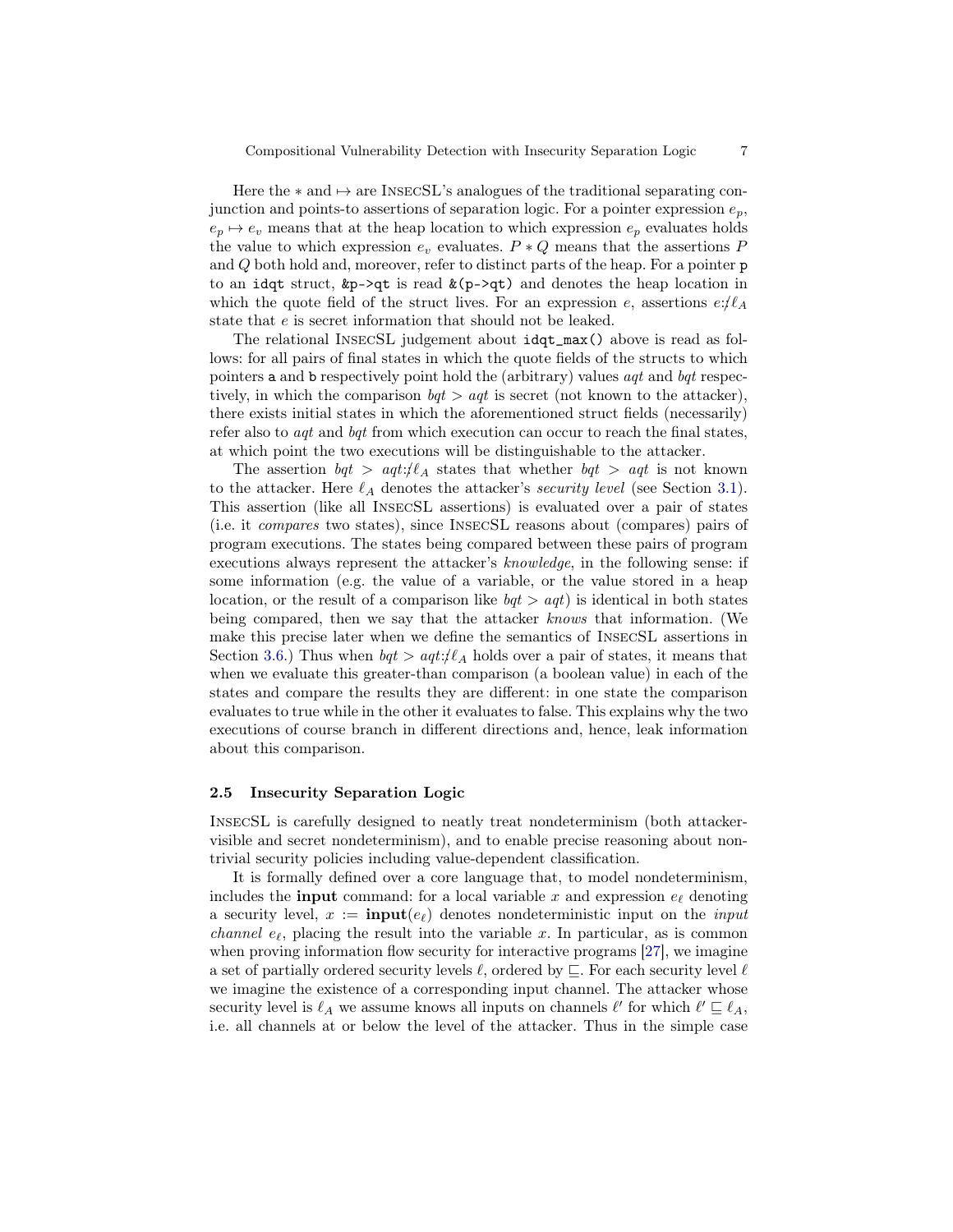Here the $*$ and $\mapsto$ are InsecSL's analogues of the traditional separating conjunction and points-to assertions of separation logic. For a pointer expression $e_p$, $e_p \mapsto e_v$ means that at the heap location to which expression $e_p$ evaluates holds the value to which expression $e_v$ evaluates. $P * Q$ means that the assertions $P$ and $Q$ both hold and, moreover, refer to distinct parts of the heap. For a pointer `p` to an `idqt` struct, `&p->qt` is read `&(p->qt)` and denotes the heap location in which the quote field of the struct lives. For an expression $e$, assertions $e :\not\ell_A$ state that $e$ is secret information that should not be leaked.

The relational InsecSL judgement about `idqt_max()` above is read as follows: for all pairs of final states in which the quote fields of the structs to which pointers `a` and `b` respectively point hold the (arbitrary) values $aqt$ and $bqt$ respectively, in which the comparison $bqt > aqt$ is secret (not known to the attacker), there exists initial states in which the aforementioned struct fields (necessarily) refer also to $aqt$ and $bqt$ from which execution can occur to reach the final states, at which point the two executions will be distinguishable to the attacker.

The assertion $bqt > aqt :\not\ell_A$ states that whether $bqt > aqt$ is not known to the attacker. Here $\ell_A$ denotes the attacker's *security level* (see Section 3.1). This assertion (like all InsecSL assertions) is evaluated over a pair of states (i.e. it *compares* two states), since InsecSL reasons about (compares) pairs of program executions. The states being compared between these pairs of program executions always represent the attacker's *knowledge*, in the following sense: if some information (e.g. the value of a variable, or the value stored in a heap location, or the result of a comparison like $bqt > aqt$) is identical in both states being compared, then we say that the attacker *knows* that information. (We make this precise later when we define the semantics of InsecSL assertions in Section 3.6.) Thus when $bqt > aqt :\not\ell_A$ holds over a pair of states, it means that when we evaluate this greater-than comparison (a boolean value) in each of the states and compare the results they are different: in one state the comparison evaluates to true while in the other it evaluates to false. This explains why the two executions of course branch in different directions and, hence, leak information about this comparison.

### 2.5 Insecurity Separation Logic

InsecSL is carefully designed to neatly treat nondeterminism (both attacker-visible and secret nondeterminism), and to enable precise reasoning about non-trivial security policies including value-dependent classification.

It is formally defined over a core language that, to model nondeterminism, includes the **input** command: for a local variable $x$ and expression $e_\ell$ denoting a security level, $x := \textbf{input}(e_\ell)$ denotes nondeterministic input on the *input channel* $e_\ell$, placing the result into the variable $x$. In particular, as is common when proving information flow security for interactive programs [27], we imagine a set of partially ordered security levels $\ell$, ordered by $\sqsubseteq$. For each security level $\ell$ we imagine the existence of a corresponding input channel. The attacker whose security level is $\ell_A$ we assume knows all inputs on channels $\ell'$ for which $\ell' \sqsubseteq \ell_A$, i.e. all channels at or below the level of the attacker. Thus in the simple case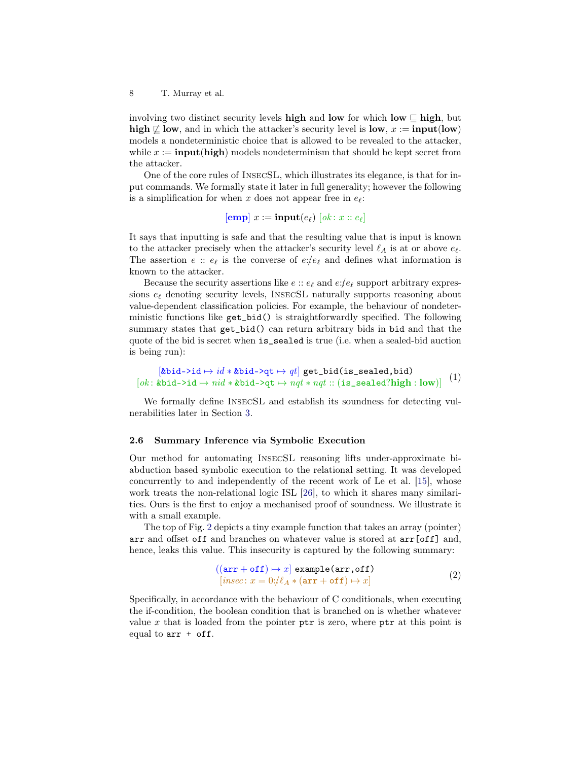involving two distinct security levels **high** and **low** for which $\mathbf{low} \sqsubseteq \mathbf{high}$, but $\mathbf{high} \not\sqsubseteq \mathbf{low}$, and in which the attacker's security level is **low**, $x := \mathbf{input}(\mathbf{low})$ models a nondeterministic choice that is allowed to be revealed to the attacker, while $x := \mathbf{input}(\mathbf{high})$ models nondeterminism that should be kept secret from the attacker.

One of the core rules of InsecSL, which illustrates its elegance, is that for input commands. We formally state it later in full generality; however the following is a simplification for when $x$ does not appear free in $e_\ell$:

$$[\mathbf{emp}]\ x := \mathbf{input}(e_\ell)\ [ok\colon x :: e_\ell]$$

It says that inputting is safe and that the resulting value that is input is known to the attacker precisely when the attacker's security level $\ell_A$ is at or above $e_\ell$. The assertion $e :: e_\ell$ is the converse of $e{:}\!\!\not{}\ e_\ell$ and defines what information is known to the attacker.

Because the security assertions like $e :: e_\ell$ and $e{:}\!\!\not{}\ e_\ell$ support arbitrary expressions $e_\ell$ denoting security levels, InsecSL naturally supports reasoning about value-dependent classification policies. For example, the behaviour of nondeterministic functions like `get_bid()` is straightforwardly specified. The following summary states that `get_bid()` can return arbitrary bids in `bid` and that the quote of the bid is secret when `is_sealed` is true (i.e. when a sealed-bid auction is being run):

$$\begin{array}{c}[\texttt{\&bid->id} \mapsto id * \texttt{\&bid->qt} \mapsto qt]\ \texttt{get\_bid(is\_sealed,bid)} \\ [ok\colon \texttt{\&bid->id} \mapsto nid * \texttt{\&bid->qt} \mapsto nqt * nqt :: (\texttt{is\_sealed}?\mathbf{high} : \mathbf{low})]\end{array} \quad (1)$$

We formally define InsecSL and establish its soundness for detecting vulnerabilities later in Section 3.

### 2.6 Summary Inference via Symbolic Execution

Our method for automating InsecSL reasoning lifts under-approximate bi-abduction based symbolic execution to the relational setting. It was developed concurrently to and independently of the recent work of Le et al. [15], whose work treats the non-relational logic ISL [26], to which it shares many similarities. Ours is the first to enjoy a mechanised proof of soundness. We illustrate it with a small example.

The top of Fig. 2 depicts a tiny example function that takes an array (pointer) `arr` and offset `off` and branches on whatever value is stored at `arr[off]` and, hence, leaks this value. This insecurity is captured by the following summary:

$$\begin{array}{c}[(\texttt{arr} + \texttt{off}) \mapsto x]\ \texttt{example(arr,off)} \\ [insec\colon x = 0{:}\!\!\not{}\ \ell_A * (\texttt{arr} + \texttt{off}) \mapsto x]\end{array} \quad (2)$$

Specifically, in accordance with the behaviour of C conditionals, when executing the if-condition, the boolean condition that is branched on is whether whatever value $x$ that is loaded from the pointer `ptr` is zero, where `ptr` at this point is equal to `arr + off`.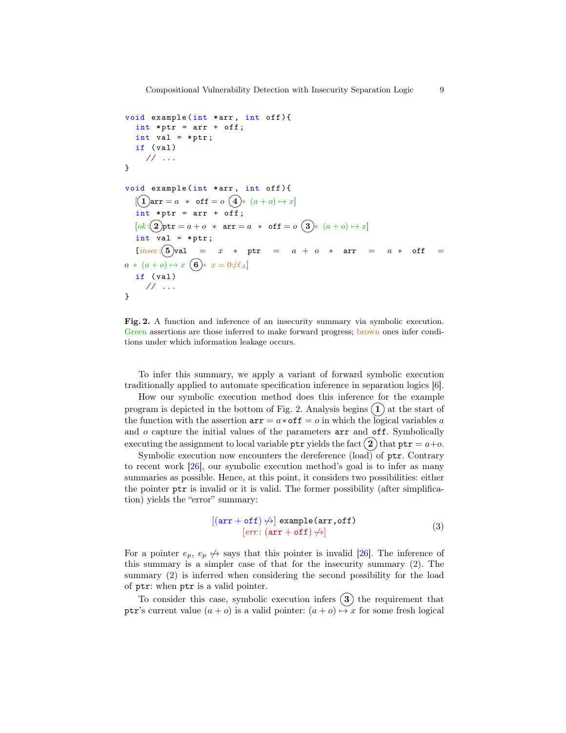```
void example(int *arr, int off){
  int *ptr = arr + off;
  int val = *ptr;
  if (val)
    // ...
}
```

```
void example(int *arr, int off){
  [(1) arr = a  *  off = o (4)* (a + o) ↦ x]
  int *ptr = arr + off;
  [ok:(2) ptr = a + o  *  arr = a  *  off = o (3)* (a + o) ↦ x]
  int val = *ptr;
  [insec:(5) val = x * ptr = a + o * arr = a * off = o * (a + o) ↦ x (6)* x = 0:/ℓ_A]
  if (val)
    // ...
}
```

**Fig. 2.** A function and inference of an insecurity summary via symbolic execution. Green assertions are those inferred to make forward progress; brown ones infer conditions under which information leakage occurs.

To infer this summary, we apply a variant of forward symbolic execution traditionally applied to automate specification inference in separation logics [6].

How our symbolic execution method does this inference for the example program is depicted in the bottom of Fig. 2. Analysis begins (1) at the start of the function with the assertion $\texttt{arr} = a * \texttt{off} = o$ in which the logical variables $a$ and $o$ capture the initial values of the parameters `arr` and `off`. Symbolically executing the assignment to local variable `ptr` yields the fact (2) that $\texttt{ptr} = a+o$.

Symbolic execution now encounters the dereference (load) of `ptr`. Contrary to recent work [26], our symbolic execution method's goal is to infer as many summaries as possible. Hence, at this point, it considers two possibilities: either the pointer `ptr` is invalid or it is valid. The former possibility (after simplification) yields the "error" summary:

$$[(\texttt{arr} + \texttt{off}) \not\mapsto] \ \texttt{example(arr,off)} \\ [\mathit{err}\colon (\texttt{arr} + \texttt{off}) \not\mapsto] \tag{3}$$

For a pointer $e_p$, $e_p \not\mapsto$ says that this pointer is invalid [26]. The inference of this summary is a simpler case of that for the insecurity summary (2). The summary (2) is inferred when considering the second possibility for the load of `ptr`: when `ptr` is a valid pointer.

To consider this case, symbolic execution infers (3) the requirement that `ptr`'s current value $(a + o)$ is a valid pointer: $(a + o) \mapsto x$ for some fresh logical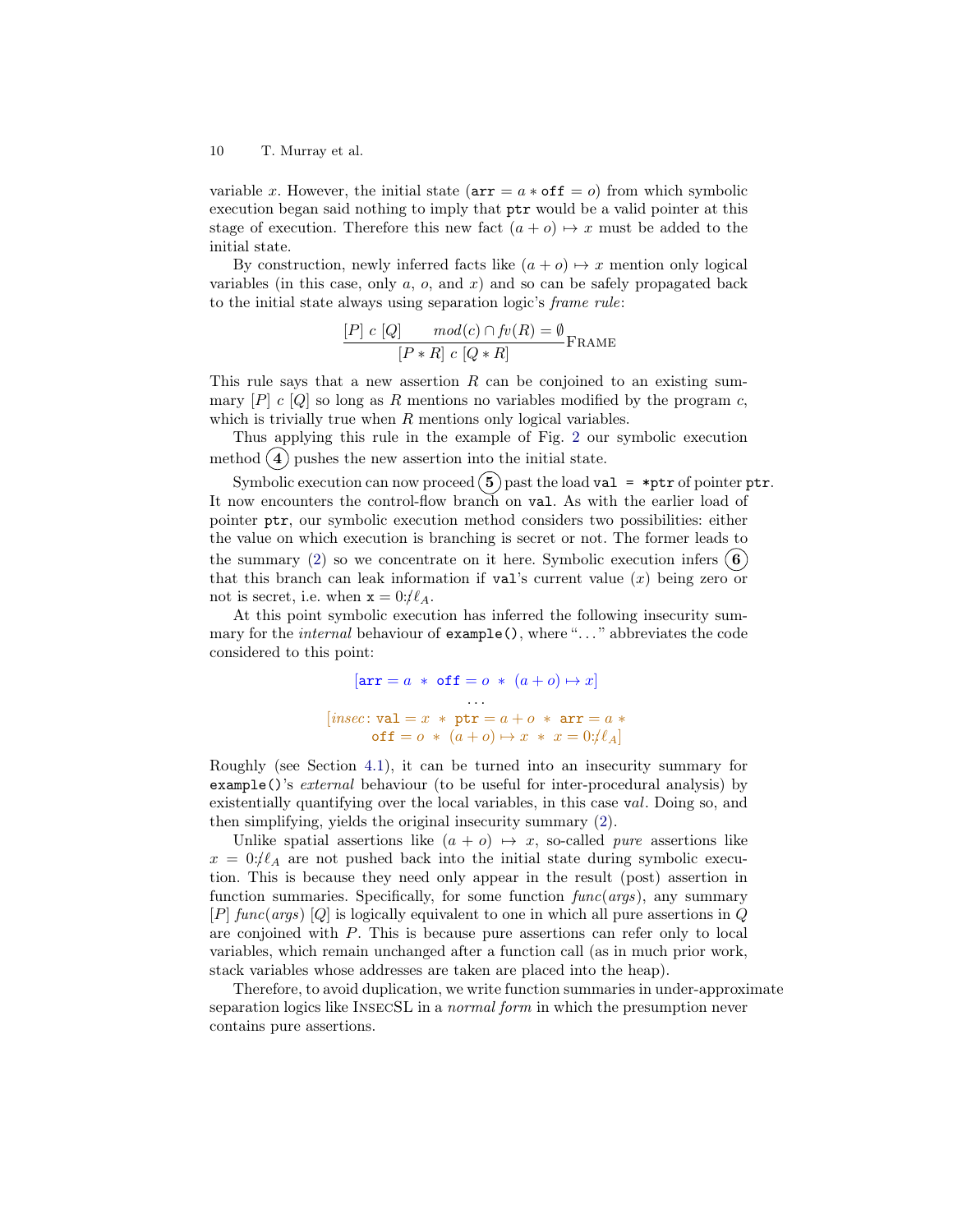variable $x$. However, the initial state ($\texttt{arr} = a * \texttt{off} = o$) from which symbolic execution began said nothing to imply that `ptr` would be a valid pointer at this stage of execution. Therefore this new fact $(a + o) \mapsto x$ must be added to the initial state.

By construction, newly inferred facts like $(a + o) \mapsto x$ mention only logical variables (in this case, only $a$, $o$, and $x$) and so can be safely propagated back to the initial state always using separation logic's *frame rule*:

$$\frac{[P]\ c\ [Q] \qquad \mathit{mod}(c) \cap \mathit{fv}(R) = \emptyset}{[P * R]\ c\ [Q * R]}\textsc{Frame}$$

This rule says that a new assertion $R$ can be conjoined to an existing summary $[P]\ c\ [Q]$ so long as $R$ mentions no variables modified by the program $c$, which is trivially true when $R$ mentions only logical variables.

Thus applying this rule in the example of Fig. 2 our symbolic execution method (4) pushes the new assertion into the initial state.

Symbolic execution can now proceed (5) past the load `val = *ptr` of pointer `ptr`. It now encounters the control-flow branch on `val`. As with the earlier load of pointer `ptr`, our symbolic execution method considers two possibilities: either the value on which execution is branching is secret or not. The former leads to the summary (2) so we concentrate on it here. Symbolic execution infers (6) that this branch can leak information if `val`'s current value ($x$) being zero or not is secret, i.e. when $\texttt{x} = 0 {:}\!\not{\ell_A}$.

At this point symbolic execution has inferred the following insecurity summary for the *internal* behaviour of `example()`, where "..." abbreviates the code considered to this point:

$$[\texttt{arr} = a\ *\ \texttt{off} = o\ *\ (a + o) \mapsto x]$$
$$\ldots$$
$$[\mathit{insec}{:}\ \texttt{val} = x\ *\ \texttt{ptr} = a + o\ *\ \texttt{arr} = a\ *$$
$$\texttt{off} = o\ *\ (a + o) \mapsto x\ *\ x = 0{:}\!\not{\ell_A}]$$

Roughly (see Section 4.1), it can be turned into an insecurity summary for `example()`'s *external* behaviour (to be useful for inter-procedural analysis) by existentially quantifying over the local variables, in this case $val$. Doing so, and then simplifying, yields the original insecurity summary (2).

Unlike spatial assertions like $(a + o) \mapsto x$, so-called *pure* assertions like $x = 0{:}\!\not{\ell_A}$ are not pushed back into the initial state during symbolic execution. This is because they need only appear in the result (post) assertion in function summaries. Specifically, for some function $\mathit{func}(\mathit{args})$, any summary $[P]\ \mathit{func}(\mathit{args})\ [Q]$ is logically equivalent to one in which all pure assertions in $Q$ are conjoined with $P$. This is because pure assertions can refer only to local variables, which remain unchanged after a function call (as in much prior work, stack variables whose addresses are taken are placed into the heap).

Therefore, to avoid duplication, we write function summaries in under-approximate separation logics like InsecSL in a *normal form* in which the presumption never contains pure assertions.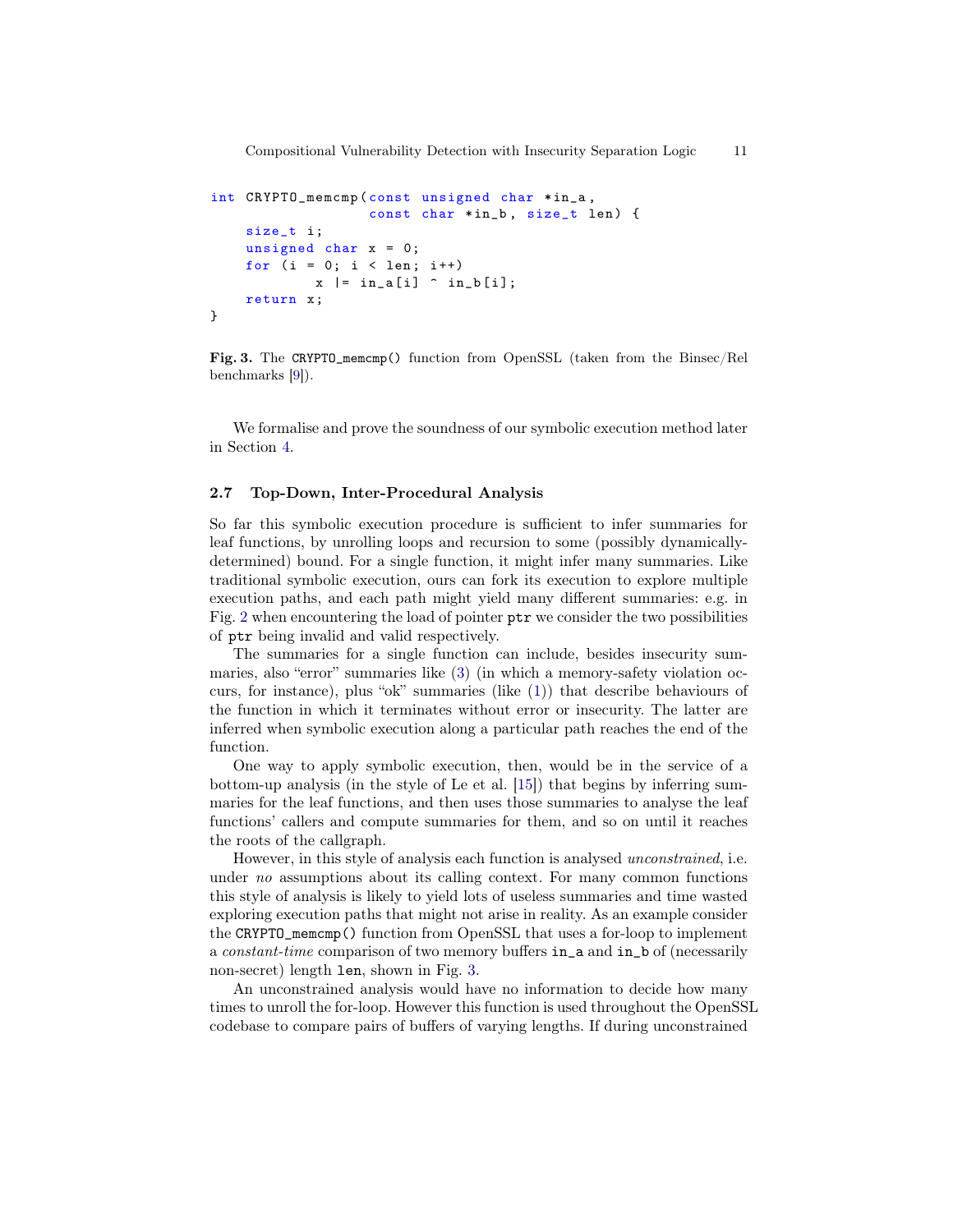```
int CRYPTO_memcmp(const unsigned char *in_a,
                  const char *in_b, size_t len) {
    size_t i;
    unsigned char x = 0;
    for (i = 0; i < len; i++)
            x |= in_a[i] ^ in_b[i];
    return x;
}
```

**Fig. 3.** The `CRYPTO_memcmp()` function from OpenSSL (taken from the Binsec/Rel benchmarks [9]).

We formalise and prove the soundness of our symbolic execution method later in Section 4.

### 2.7 Top-Down, Inter-Procedural Analysis

So far this symbolic execution procedure is sufficient to infer summaries for leaf functions, by unrolling loops and recursion to some (possibly dynamically-determined) bound. For a single function, it might infer many summaries. Like traditional symbolic execution, ours can fork its execution to explore multiple execution paths, and each path might yield many different summaries: e.g. in Fig. 2 when encountering the load of pointer `ptr` we consider the two possibilities of `ptr` being invalid and valid respectively.

The summaries for a single function can include, besides insecurity summaries, also "error" summaries like (3) (in which a memory-safety violation occurs, for instance), plus "ok" summaries (like (1)) that describe behaviours of the function in which it terminates without error or insecurity. The latter are inferred when symbolic execution along a particular path reaches the end of the function.

One way to apply symbolic execution, then, would be in the service of a bottom-up analysis (in the style of Le et al. [15]) that begins by inferring summaries for the leaf functions, and then uses those summaries to analyse the leaf functions' callers and compute summaries for them, and so on until it reaches the roots of the callgraph.

However, in this style of analysis each function is analysed *unconstrained*, i.e. under *no* assumptions about its calling context. For many common functions this style of analysis is likely to yield lots of useless summaries and time wasted exploring execution paths that might not arise in reality. As an example consider the `CRYPTO_memcmp()` function from OpenSSL that uses a for-loop to implement a *constant-time* comparison of two memory buffers `in_a` and `in_b` of (necessarily non-secret) length `len`, shown in Fig. 3.

An unconstrained analysis would have no information to decide how many times to unroll the for-loop. However this function is used throughout the OpenSSL codebase to compare pairs of buffers of varying lengths. If during unconstrained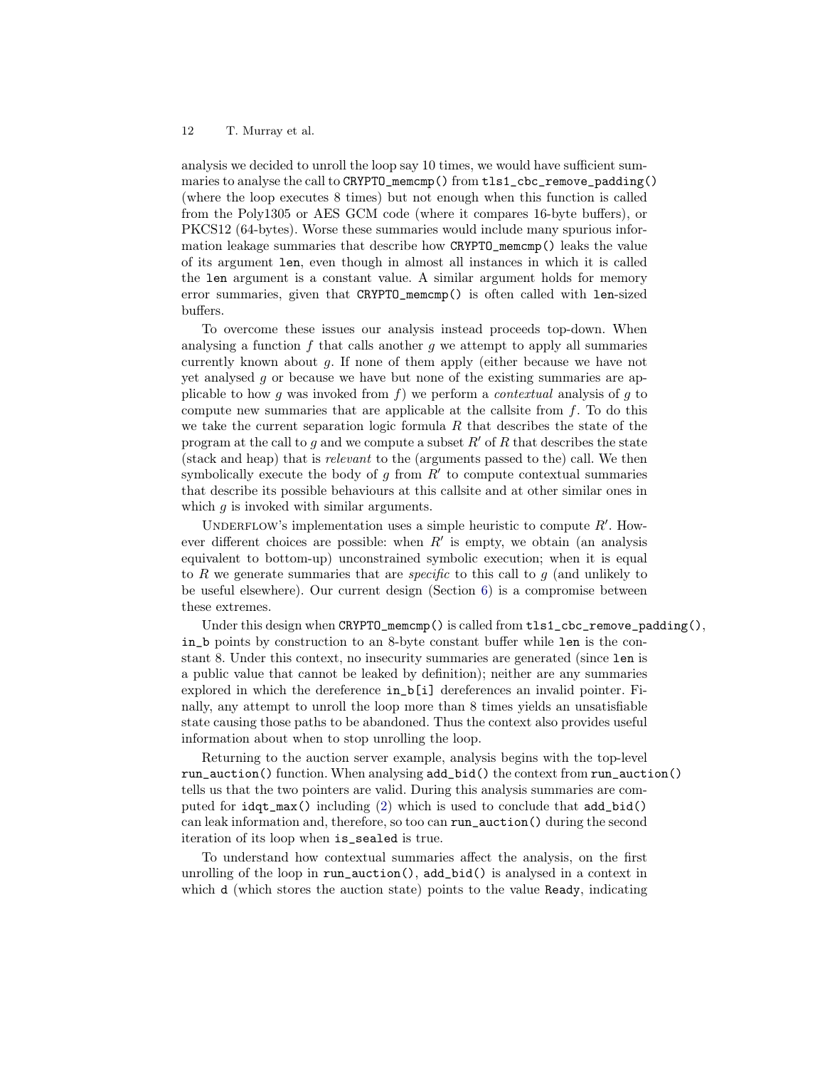analysis we decided to unroll the loop say 10 times, we would have sufficient summaries to analyse the call to `CRYPTO_memcmp()` from `tls1_cbc_remove_padding()` (where the loop executes 8 times) but not enough when this function is called from the Poly1305 or AES GCM code (where it compares 16-byte buffers), or PKCS12 (64-bytes). Worse these summaries would include many spurious information leakage summaries that describe how `CRYPTO_memcmp()` leaks the value of its argument `len`, even though in almost all instances in which it is called the `len` argument is a constant value. A similar argument holds for memory error summaries, given that `CRYPTO_memcmp()` is often called with `len`-sized buffers.

To overcome these issues our analysis instead proceeds top-down. When analysing a function $f$ that calls another $g$ we attempt to apply all summaries currently known about $g$. If none of them apply (either because we have not yet analysed $g$ or because we have but none of the existing summaries are applicable to how $g$ was invoked from $f$) we perform a *contextual* analysis of $g$ to compute new summaries that are applicable at the callsite from $f$. To do this we take the current separation logic formula $R$ that describes the state of the program at the call to $g$ and we compute a subset $R'$ of $R$ that describes the state (stack and heap) that is *relevant* to the (arguments passed to the) call. We then symbolically execute the body of $g$ from $R'$ to compute contextual summaries that describe its possible behaviours at this callsite and at other similar ones in which $g$ is invoked with similar arguments.

Underflow's implementation uses a simple heuristic to compute $R'$. However different choices are possible: when $R'$ is empty, we obtain (an analysis equivalent to bottom-up) unconstrained symbolic execution; when it is equal to $R$ we generate summaries that are *specific* to this call to $g$ (and unlikely to be useful elsewhere). Our current design (Section 6) is a compromise between these extremes.

Under this design when `CRYPTO_memcmp()` is called from `tls1_cbc_remove_padding()`, `in_b` points by construction to an 8-byte constant buffer while `len` is the constant 8. Under this context, no insecurity summaries are generated (since `len` is a public value that cannot be leaked by definition); neither are any summaries explored in which the dereference `in_b[i]` dereferences an invalid pointer. Finally, any attempt to unroll the loop more than 8 times yields an unsatisfiable state causing those paths to be abandoned. Thus the context also provides useful information about when to stop unrolling the loop.

Returning to the auction server example, analysis begins with the top-level `run_auction()` function. When analysing `add_bid()` the context from `run_auction()` tells us that the two pointers are valid. During this analysis summaries are computed for `idqt_max()` including (2) which is used to conclude that `add_bid()` can leak information and, therefore, so too can `run_auction()` during the second iteration of its loop when `is_sealed` is true.

To understand how contextual summaries affect the analysis, on the first unrolling of the loop in `run_auction()`, `add_bid()` is analysed in a context in which `d` (which stores the auction state) points to the value `Ready`, indicating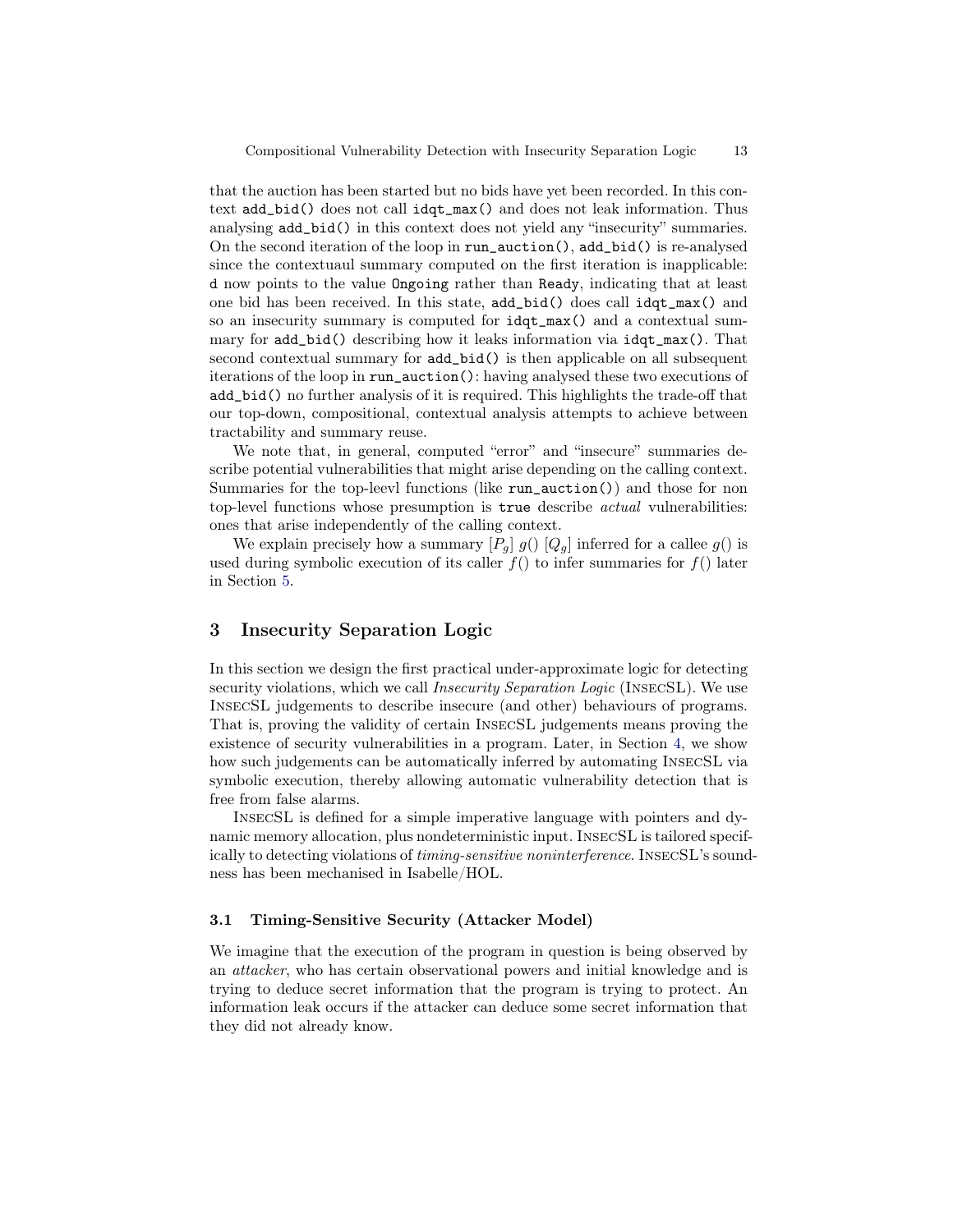that the auction has been started but no bids have yet been recorded. In this context `add_bid()` does not call `idqt_max()` and does not leak information. Thus analysing `add_bid()` in this context does not yield any "insecurity" summaries. On the second iteration of the loop in `run_auction()`, `add_bid()` is re-analysed since the contextuaul summary computed on the first iteration is inapplicable: `d` now points to the value `Ongoing` rather than `Ready`, indicating that at least one bid has been received. In this state, `add_bid()` does call `idqt_max()` and so an insecurity summary is computed for `idqt_max()` and a contextual summary for `add_bid()` describing how it leaks information via `idqt_max()`. That second contextual summary for `add_bid()` is then applicable on all subsequent iterations of the loop in `run_auction()`: having analysed these two executions of `add_bid()` no further analysis of it is required. This highlights the trade-off that our top-down, compositional, contextual analysis attempts to achieve between tractability and summary reuse.

We note that, in general, computed "error" and "insecure" summaries describe potential vulnerabilities that might arise depending on the calling context. Summaries for the top-leevl functions (like `run_auction()`) and those for non top-level functions whose presumption is `true` describe *actual* vulnerabilities: ones that arise independently of the calling context.

We explain precisely how a summary $[P_g]\ g()\ [Q_g]$ inferred for a callee $g()$ is used during symbolic execution of its caller $f()$ to infer summaries for $f()$ later in Section 5.

## 3 Insecurity Separation Logic

In this section we design the first practical under-approximate logic for detecting security violations, which we call *Insecurity Separation Logic* (InsecSL). We use InsecSL judgements to describe insecure (and other) behaviours of programs. That is, proving the validity of certain InsecSL judgements means proving the existence of security vulnerabilities in a program. Later, in Section 4, we show how such judgements can be automatically inferred by automating InsecSL via symbolic execution, thereby allowing automatic vulnerability detection that is free from false alarms.

InsecSL is defined for a simple imperative language with pointers and dynamic memory allocation, plus nondeterministic input. InsecSL is tailored specifically to detecting violations of *timing-sensitive noninterference*. InsecSL's soundness has been mechanised in Isabelle/HOL.

### 3.1 Timing-Sensitive Security (Attacker Model)

We imagine that the execution of the program in question is being observed by an *attacker*, who has certain observational powers and initial knowledge and is trying to deduce secret information that the program is trying to protect. An information leak occurs if the attacker can deduce some secret information that they did not already know.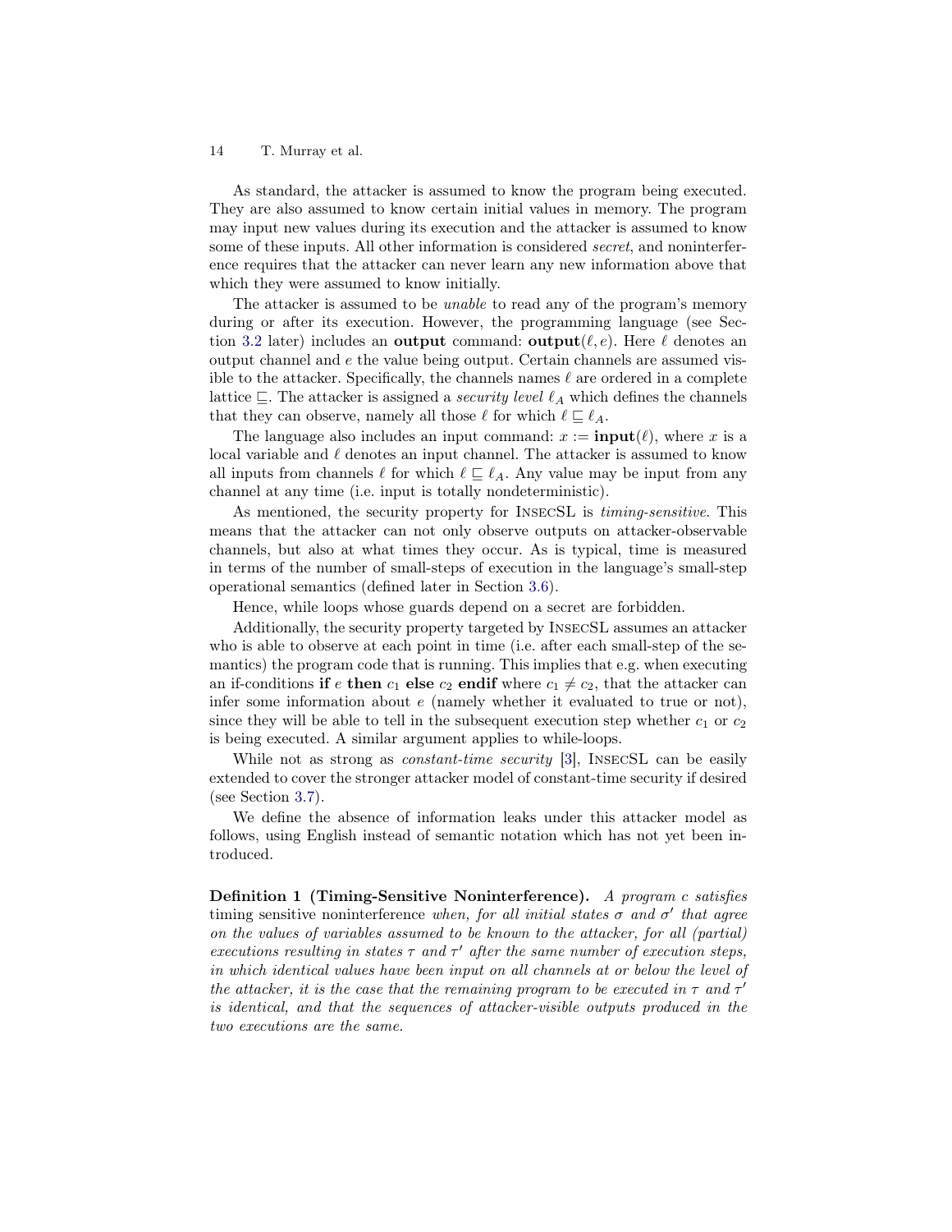As standard, the attacker is assumed to know the program being executed. They are also assumed to know certain initial values in memory. The program may input new values during its execution and the attacker is assumed to know some of these inputs. All other information is considered *secret*, and noninterference requires that the attacker can never learn any new information above that which they were assumed to know initially.

The attacker is assumed to be *unable* to read any of the program's memory during or after its execution. However, the programming language (see Section 3.2 later) includes an **output** command: $\textbf{output}(\ell, e)$. Here $\ell$ denotes an output channel and $e$ the value being output. Certain channels are assumed visible to the attacker. Specifically, the channels names $\ell$ are ordered in a complete lattice $\sqsubseteq$. The attacker is assigned a *security level* $\ell_A$ which defines the channels that they can observe, namely all those $\ell$ for which $\ell \sqsubseteq \ell_A$.

The language also includes an input command: $x := \textbf{input}(\ell)$, where $x$ is a local variable and $\ell$ denotes an input channel. The attacker is assumed to know all inputs from channels $\ell$ for which $\ell \sqsubseteq \ell_A$. Any value may be input from any channel at any time (i.e. input is totally nondeterministic).

As mentioned, the security property for InsecSL is *timing-sensitive*. This means that the attacker can not only observe outputs on attacker-observable channels, but also at what times they occur. As is typical, time is measured in terms of the number of small-steps of execution in the language's small-step operational semantics (defined later in Section 3.6).

Hence, while loops whose guards depend on a secret are forbidden.

Additionally, the security property targeted by InsecSL assumes an attacker who is able to observe at each point in time (i.e. after each small-step of the semantics) the program code that is running. This implies that e.g. when executing an if-conditions **if** $e$ **then** $c_1$ **else** $c_2$ **endif** where $c_1 \neq c_2$, that the attacker can infer some information about $e$ (namely whether it evaluated to true or not), since they will be able to tell in the subsequent execution step whether $c_1$ or $c_2$ is being executed. A similar argument applies to while-loops.

While not as strong as *constant-time security* [3], InsecSL can be easily extended to cover the stronger attacker model of constant-time security if desired (see Section 3.7).

We define the absence of information leaks under this attacker model as follows, using English instead of semantic notation which has not yet been introduced.

**Definition 1 (Timing-Sensitive Noninterference).** *A program $c$ satisfies* timing sensitive noninterference *when, for all initial states $\sigma$ and $\sigma'$ that agree on the values of variables assumed to be known to the attacker, for all (partial) executions resulting in states $\tau$ and $\tau'$ after the same number of execution steps, in which identical values have been input on all channels at or below the level of the attacker, it is the case that the remaining program to be executed in $\tau$ and $\tau'$ is identical, and that the sequences of attacker-visible outputs produced in the two executions are the same.*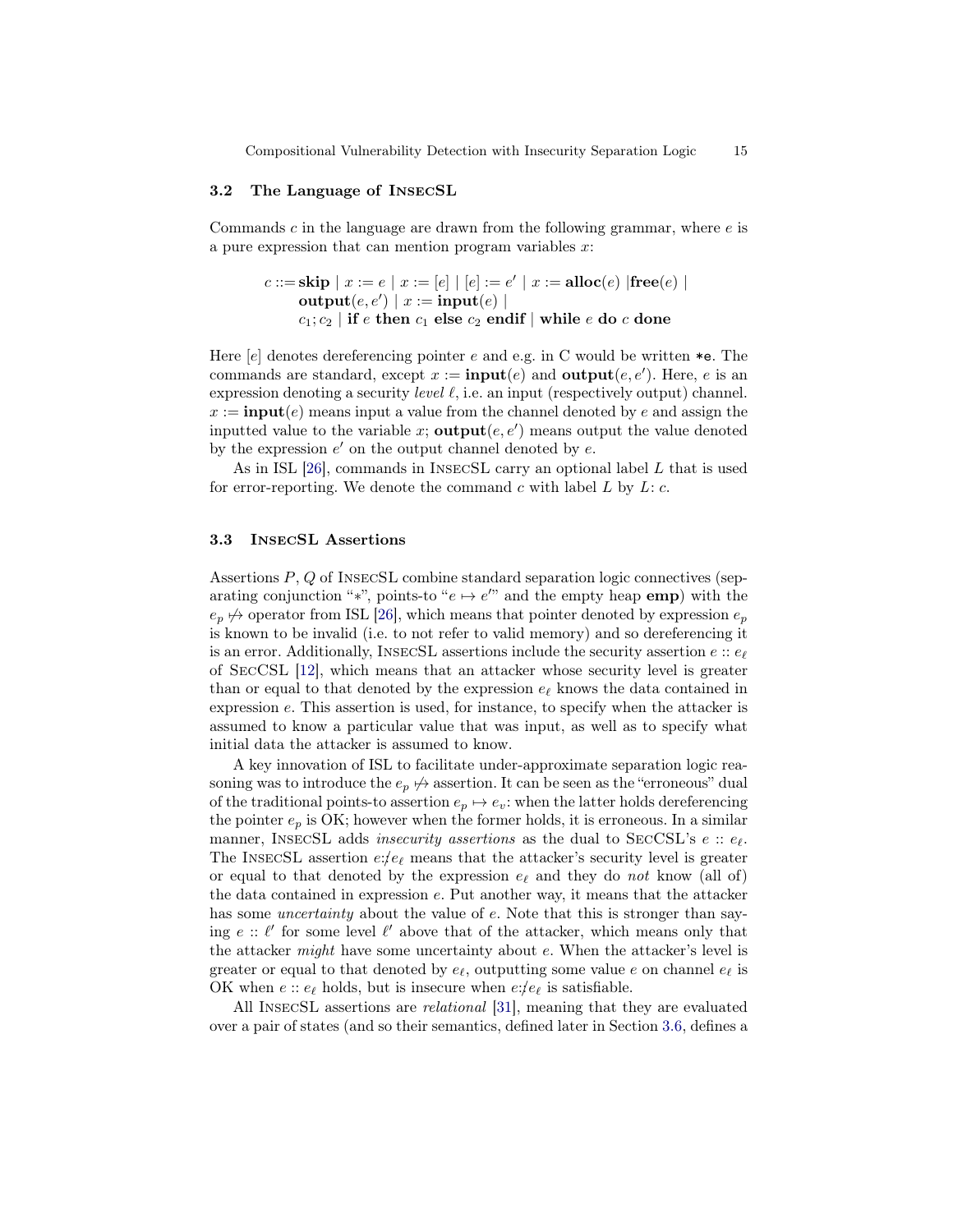### 3.2 The Language of InsecSL

Commands $c$ in the language are drawn from the following grammar, where $e$ is a pure expression that can mention program variables $x$:

$$\begin{aligned} c ::= &\ \textbf{skip} \mid x := e \mid x := [e] \mid [e] := e' \mid x := \textbf{alloc}(e) \mid \textbf{free}(e) \mid \\ &\ \textbf{output}(e, e') \mid x := \textbf{input}(e) \mid \\ &\ c_1; c_2 \mid \textbf{if } e \textbf{ then } c_1 \textbf{ else } c_2 \textbf{ endif} \mid \textbf{while } e \textbf{ do } c \textbf{ done} \end{aligned}$$

Here $[e]$ denotes dereferencing pointer $e$ and e.g. in C would be written `*e`. The commands are standard, except $x := \textbf{input}(e)$ and $\textbf{output}(e, e')$. Here, $e$ is an expression denoting a security *level* $\ell$, i.e. an input (respectively output) channel. $x := \textbf{input}(e)$ means input a value from the channel denoted by $e$ and assign the inputted value to the variable $x$; $\textbf{output}(e, e')$ means output the value denoted by the expression $e'$ on the output channel denoted by $e$.

As in ISL [26], commands in InsecSL carry an optional label $L$ that is used for error-reporting. We denote the command $c$ with label $L$ by $L\colon c$.

### 3.3 InsecSL Assertions

Assertions $P$, $Q$ of InsecSL combine standard separation logic connectives (separating conjunction "$*$", points-to "$e \mapsto e'$" and the empty heap $\textbf{emp}$) with the $e_p \not\mapsto$ operator from ISL [26], which means that pointer denoted by expression $e_p$ is known to be invalid (i.e. to not refer to valid memory) and so dereferencing it is an error. Additionally, InsecSL assertions include the security assertion $e :: e_\ell$ of SecCSL [12], which means that an attacker whose security level is greater than or equal to that denoted by the expression $e_\ell$ knows the data contained in expression $e$. This assertion is used, for instance, to specify when the attacker is assumed to know a particular value that was input, as well as to specify what initial data the attacker is assumed to know.

A key innovation of ISL to facilitate under-approximate separation logic reasoning was to introduce the $e_p \not\mapsto$ assertion. It can be seen as the "erroneous" dual of the traditional points-to assertion $e_p \mapsto e_v$: when the latter holds dereferencing the pointer $e_p$ is OK; however when the former holds, it is erroneous. In a similar manner, InsecSL adds *insecurity assertions* as the dual to SecCSL's $e :: e_\ell$. The InsecSL assertion $e :\not\!\!: e_\ell$ means that the attacker's security level is greater or equal to that denoted by the expression $e_\ell$ and they do *not* know (all of) the data contained in expression $e$. Put another way, it means that the attacker has some *uncertainty* about the value of $e$. Note that this is stronger than saying $e :: \ell'$ for some level $\ell'$ above that of the attacker, which means only that the attacker *might* have some uncertainty about $e$. When the attacker's level is greater or equal to that denoted by $e_\ell$, outputting some value $e$ on channel $e_\ell$ is OK when $e :: e_\ell$ holds, but is insecure when $e :\not\!\!: e_\ell$ is satisfiable.

All InsecSL assertions are *relational* [31], meaning that they are evaluated over a pair of states (and so their semantics, defined later in Section 3.6, defines a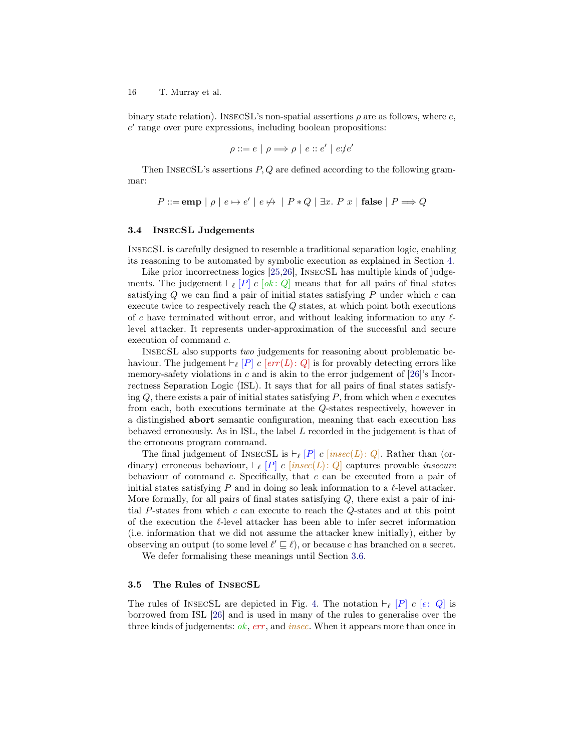binary state relation). InsecSL's non-spatial assertions $\rho$ are as follows, where $e$, $e'$ range over pure expressions, including boolean propositions:

$$\rho ::= e \mid \rho \Longrightarrow \rho \mid e :: e' \mid e {:\!\!\not{:}}\, e'$$

Then InsecSL's assertions $P, Q$ are defined according to the following grammar:

$$P ::= \mathbf{emp} \mid \rho \mid e \mapsto e' \mid e \not\mapsto \mid P * Q \mid \exists x.\ P\ x \mid \mathbf{false} \mid P \Longrightarrow Q$$

### 3.4 InsecSL Judgements

InsecSL is carefully designed to resemble a traditional separation logic, enabling its reasoning to be automated by symbolic execution as explained in Section 4.

Like prior incorrectness logics [25,26], InsecSL has multiple kinds of judgements. The judgement $\vdash_\ell [P]\ c\ [ok\colon Q]$ means that for all pairs of final states satisfying $Q$ we can find a pair of initial states satisfying $P$ under which $c$ can execute twice to respectively reach the $Q$ states, at which point both executions of $c$ have terminated without error, and without leaking information to any $\ell$-level attacker. It represents under-approximation of the successful and secure execution of command $c$.

InsecSL also supports *two* judgements for reasoning about problematic behaviour. The judgement $\vdash_\ell [P]\ c\ [err(L)\colon Q]$ is for provably detecting errors like memory-safety violations in $c$ and is akin to the error judgement of [26]'s Incorrectness Separation Logic (ISL). It says that for all pairs of final states satisfying $Q$, there exists a pair of initial states satisfying $P$, from which when $c$ executes from each, both executions terminate at the $Q$-states respectively, however in a distinguished **abort** semantic configuration, meaning that each execution has behaved erroneously. As in ISL, the label $L$ recorded in the judgement is that of the erroneous program command.

The final judgement of InsecSL is $\vdash_\ell [P]\ c\ [insec(L)\colon Q]$. Rather than (ordinary) erroneous behaviour, $\vdash_\ell [P]\ c\ [insec(L)\colon Q]$ captures provable *insecure* behaviour of command $c$. Specifically, that $c$ can be executed from a pair of initial states satisfying $P$ and in doing so leak information to a $\ell$-level attacker. More formally, for all pairs of final states satisfying $Q$, there exist a pair of initial $P$-states from which $c$ can execute to reach the $Q$-states and at this point of the execution the $\ell$-level attacker has been able to infer secret information (i.e. information that we did not assume the attacker knew initially), either by observing an output (to some level $\ell' \sqsubseteq \ell$), or because $c$ has branched on a secret.

We defer formalising these meanings until Section 3.6.

### 3.5 The Rules of InsecSL

The rules of InsecSL are depicted in Fig. 4. The notation $\vdash_\ell [P]\ c\ [\epsilon\colon Q]$ is borrowed from ISL [26] and is used in many of the rules to generalise over the three kinds of judgements: *ok*, *err*, and *insec*. When it appears more than once in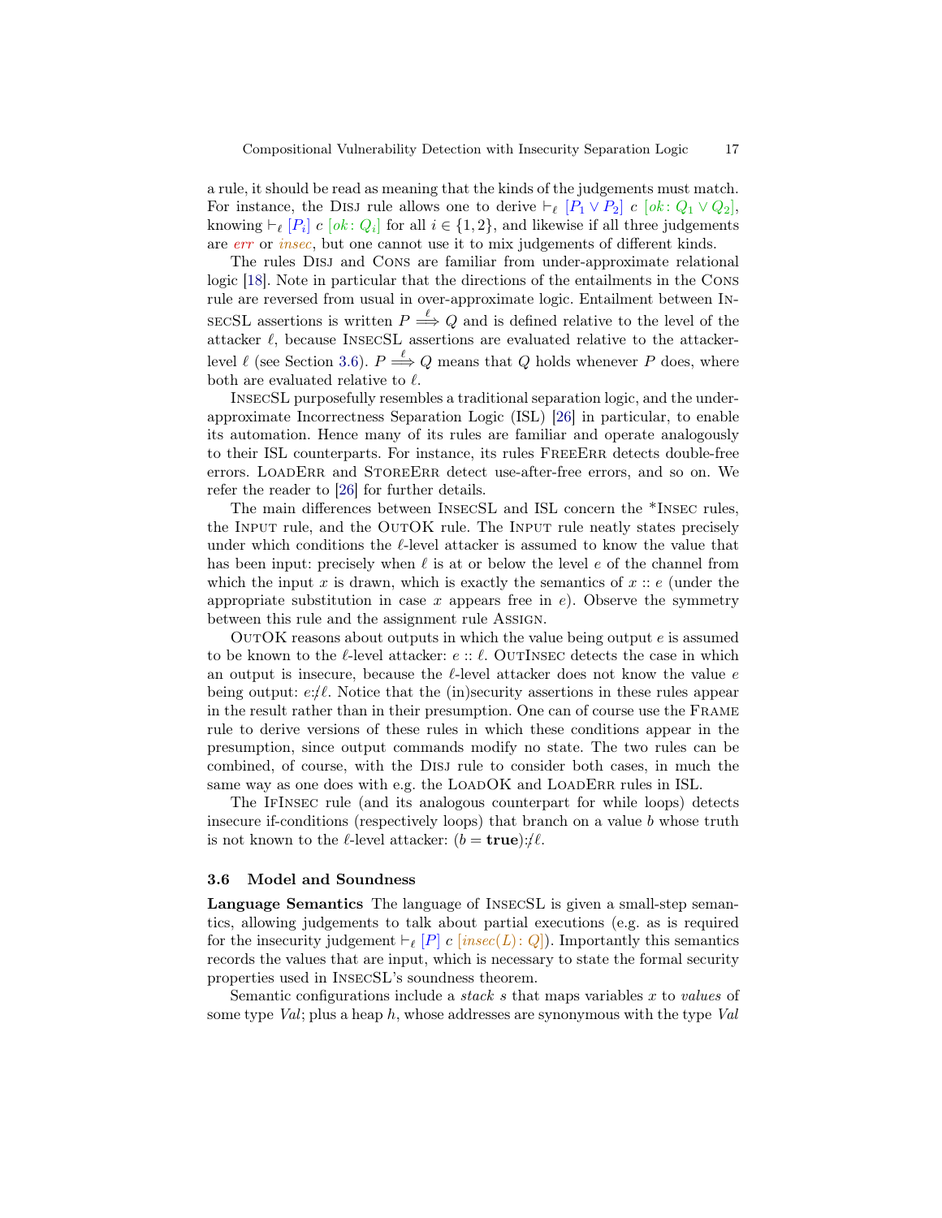a rule, it should be read as meaning that the kinds of the judgements must match. For instance, the Disj rule allows one to derive $\vdash_\ell [P_1 \vee P_2]\ c\ [ok\colon Q_1 \vee Q_2]$, knowing $\vdash_\ell [P_i]\ c\ [ok\colon Q_i]$ for all $i \in \{1, 2\}$, and likewise if all three judgements are *err* or *insec*, but one cannot use it to mix judgements of different kinds.

The rules Disj and Cons are familiar from under-approximate relational logic [18]. Note in particular that the directions of the entailments in the Cons rule are reversed from usual in over-approximate logic. Entailment between InsecSL assertions is written $P \overset{\ell}{\Longrightarrow} Q$ and is defined relative to the level of the attacker $\ell$, because InsecSL assertions are evaluated relative to the attacker-level $\ell$ (see Section 3.6). $P \overset{\ell}{\Longrightarrow} Q$ means that $Q$ holds whenever $P$ does, where both are evaluated relative to $\ell$.

InsecSL purposefully resembles a traditional separation logic, and the under-approximate Incorrectness Separation Logic (ISL) [26] in particular, to enable its automation. Hence many of its rules are familiar and operate analogously to their ISL counterparts. For instance, its rules FreeErr detects double-free errors. LoadErr and StoreErr detect use-after-free errors, and so on. We refer the reader to [26] for further details.

The main differences between InsecSL and ISL concern the *Insec rules, the Input rule, and the OutOK rule. The Input rule neatly states precisely under which conditions the $\ell$-level attacker is assumed to know the value that has been input: precisely when $\ell$ is at or below the level $e$ of the channel from which the input $x$ is drawn, which is exactly the semantics of $x :: e$ (under the appropriate substitution in case $x$ appears free in $e$). Observe the symmetry between this rule and the assignment rule Assign.

OutOK reasons about outputs in which the value being output $e$ is assumed to be known to the $\ell$-level attacker: $e :: \ell$. OutInsec detects the case in which an output is insecure, because the $\ell$-level attacker does not know the value $e$ being output: $e {:}{\not:} \ell$. Notice that the (in)security assertions in these rules appear in the result rather than in their presumption. One can of course use the Frame rule to derive versions of these rules in which these conditions appear in the presumption, since output commands modify no state. The two rules can be combined, of course, with the Disj rule to consider both cases, in much the same way as one does with e.g. the LoadOK and LoadErr rules in ISL.

The IfInsec rule (and its analogous counterpart for while loops) detects insecure if-conditions (respectively loops) that branch on a value $b$ whose truth is not known to the $\ell$-level attacker: $(b = \mathbf{true}) {:}{\not:} \ell$.

### 3.6 Model and Soundness

**Language Semantics** The language of InsecSL is given a small-step semantics, allowing judgements to talk about partial executions (e.g. as is required for the insecurity judgement $\vdash_\ell [P]\ c\ [insec(L)\colon Q]$). Importantly this semantics records the values that are input, which is necessary to state the formal security properties used in InsecSL's soundness theorem.

Semantic configurations include a *stack* $s$ that maps variables $x$ to *values* of some type $Val$; plus a heap $h$, whose addresses are synonymous with the type $Val$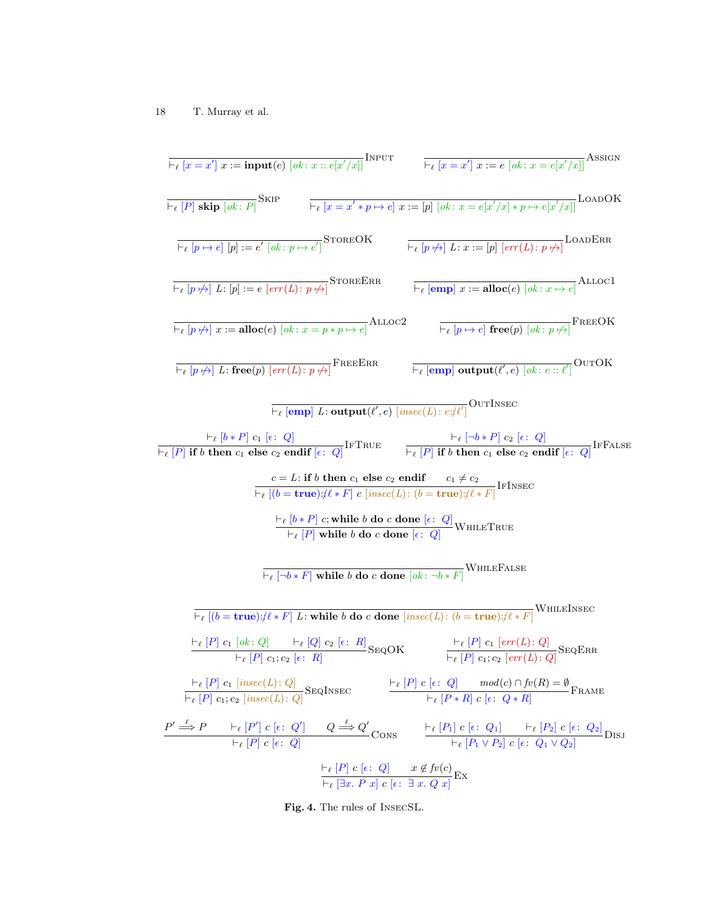$$\frac{}{\vdash_\ell [x = x'] \ x := \textbf{input}(e) \ [ok\colon x :: e[x'/x]]}\textsc{Input} \qquad \frac{}{\vdash_\ell [x = x'] \ x := e \ [ok\colon x = e[x'/x]]}\textsc{Assign}$$

$$\frac{}{\vdash_\ell [P] \ \textbf{skip} \ [ok\colon P]}\textsc{Skip} \qquad \frac{}{\vdash_\ell [x = x' * p \mapsto e] \ x := [p] \ [ok\colon x = e[x'/x] * p \mapsto e[x'/x]]}\textsc{LoadOK}$$

$$\frac{}{\vdash_\ell [p \mapsto e] \ [p] := e' \ [ok\colon p \mapsto e']}\textsc{StoreOK} \qquad \frac{}{\vdash_\ell [p \not\mapsto] \ L\colon x := [p] \ [err(L)\colon p \not\mapsto]}\textsc{LoadErr}$$

$$\frac{}{\vdash_\ell [p \not\mapsto] \ L\colon [p] := e \ [err(L)\colon p \not\mapsto]}\textsc{StoreErr} \qquad \frac{}{\vdash_\ell [\textbf{emp}] \ x := \textbf{alloc}(e) \ [ok\colon x \mapsto e]}\textsc{Alloc1}$$

$$\frac{}{\vdash_\ell [p \not\mapsto] \ x := \textbf{alloc}(e) \ [ok\colon x = p * p \mapsto e]}\textsc{Alloc2} \qquad \frac{}{\vdash_\ell [p \mapsto e] \ \textbf{free}(p) \ [ok\colon p \not\mapsto]}\textsc{FreeOK}$$

$$\frac{}{\vdash_\ell [p \not\mapsto] \ L\colon \textbf{free}(p) \ [err(L)\colon p \not\mapsto]}\textsc{FreeErr} \qquad \frac{}{\vdash_\ell [\textbf{emp}] \ \textbf{output}(\ell', e) \ [ok\colon e :: \ell']}\textsc{OutOK}$$

$$\frac{}{\vdash_\ell [\textbf{emp}] \ L\colon \textbf{output}(\ell', e) \ [insec(L)\colon e :\not\ell']}\textsc{OutInsec}$$

$$\frac{\vdash_\ell [b * P] \ c_1 \ [\epsilon\colon \ Q]}{\vdash_\ell [P] \ \textbf{if} \ b \ \textbf{then} \ c_1 \ \textbf{else} \ c_2 \ \textbf{endif} \ [\epsilon\colon \ Q]}\textsc{IfTrue} \qquad \frac{\vdash_\ell [\neg b * P] \ c_2 \ [\epsilon\colon \ Q]}{\vdash_\ell [P] \ \textbf{if} \ b \ \textbf{then} \ c_1 \ \textbf{else} \ c_2 \ \textbf{endif} \ [\epsilon\colon \ Q]}\textsc{IfFalse}$$

$$\frac{c = L\colon \textbf{if} \ b \ \textbf{then} \ c_1 \ \textbf{else} \ c_2 \ \textbf{endif} \qquad c_1 \neq c_2}{\vdash_\ell [(b = \textbf{true}) :\not\ell * F] \ c \ [insec(L)\colon (b = \textbf{true}) :\not\ell * F]}\textsc{IfInsec}$$

$$\frac{\vdash_\ell [b * P] \ c; \textbf{while} \ b \ \textbf{do} \ c \ \textbf{done} \ [\epsilon\colon \ Q]}{\vdash_\ell [P] \ \textbf{while} \ b \ \textbf{do} \ c \ \textbf{done} \ [\epsilon\colon \ Q]}\textsc{WhileTrue}$$

$$\frac{}{\vdash_\ell [\neg b * F] \ \textbf{while} \ b \ \textbf{do} \ c \ \textbf{done} \ [ok\colon \neg b * F]}\textsc{WhileFalse}$$

$$\frac{}{\vdash_\ell [(b = \textbf{true}) :\not\ell * F] \ L\colon \textbf{while} \ b \ \textbf{do} \ c \ \textbf{done} \ [insec(L)\colon (b = \textbf{true}) :\not\ell * F]}\textsc{WhileInsec}$$

$$\frac{\vdash_\ell [P] \ c_1 \ [ok\colon Q] \qquad \vdash_\ell [Q] \ c_2 \ [\epsilon\colon \ R]}{\vdash_\ell [P] \ c_1; c_2 \ [\epsilon\colon \ R]}\textsc{SeqOK} \qquad \frac{\vdash_\ell [P] \ c_1 \ [err(L)\colon Q]}{\vdash_\ell [P] \ c_1; c_2 \ [err(L)\colon Q]}\textsc{SeqErr}$$

$$\frac{\vdash_\ell [P] \ c_1 \ [insec(L)\colon Q]}{\vdash_\ell [P] \ c_1; c_2 \ [insec(L)\colon Q]}\textsc{SeqInsec} \qquad \frac{\vdash_\ell [P] \ c \ [\epsilon\colon \ Q] \qquad mod(c) \cap fv(R) = \emptyset}{\vdash_\ell [P * R] \ c \ [\epsilon\colon \ Q * R]}\textsc{Frame}$$

$$\frac{P' \overset{\ell}{\Longrightarrow} P \qquad \vdash_\ell [P'] \ c \ [\epsilon\colon \ Q'] \qquad Q \overset{\ell}{\Longrightarrow} Q'}{\vdash_\ell [P] \ c \ [\epsilon\colon \ Q]}\textsc{Cons} \qquad \frac{\vdash_\ell [P_1] \ c \ [\epsilon\colon \ Q_1] \qquad \vdash_\ell [P_2] \ c \ [\epsilon\colon \ Q_2]}{\vdash_\ell [P_1 \vee P_2] \ c \ [\epsilon\colon \ Q_1 \vee Q_2]}\textsc{Disj}$$

$$\frac{\vdash_\ell [P] \ c \ [\epsilon\colon \ Q] \qquad x \notin fv(c)}{\vdash_\ell [\exists x. \ P \ x] \ c \ [\epsilon\colon \ \exists \ x. \ Q \ x]}\textsc{Ex}$$

**Fig. 4.** The rules of InsecSL.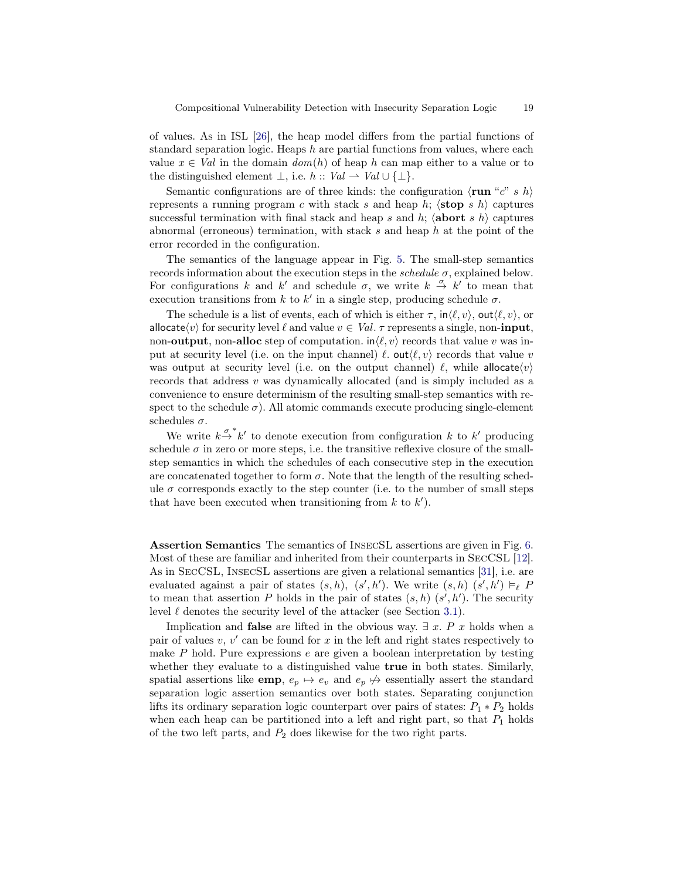of values. As in ISL [26], the heap model differs from the partial functions of standard separation logic. Heaps $h$ are partial functions from values, where each value $x \in \mathit{Val}$ in the domain $dom(h)$ of heap $h$ can map either to a value or to the distinguished element $\bot$, i.e. $h :: \mathit{Val} \rightharpoonup \mathit{Val} \cup \{\bot\}$.

Semantic configurations are of three kinds: the configuration $\langle \textbf{run}\ \text{“}c\text{”}\ s\ h\rangle$ represents a running program $c$ with stack $s$ and heap $h$; $\langle \textbf{stop}\ s\ h\rangle$ captures successful termination with final stack and heap $s$ and $h$; $\langle \textbf{abort}\ s\ h\rangle$ captures abnormal (erroneous) termination, with stack $s$ and heap $h$ at the point of the error recorded in the configuration.

The semantics of the language appear in Fig. 5. The small-step semantics records information about the execution steps in the *schedule* $\sigma$, explained below. For configurations $k$ and $k'$ and schedule $\sigma$, we write $k \xrightarrow{\sigma} k'$ to mean that execution transitions from $k$ to $k'$ in a single step, producing schedule $\sigma$.

The schedule is a list of events, each of which is either $\tau$, $\mathsf{in}\langle \ell, v\rangle$, $\mathsf{out}\langle \ell, v\rangle$, or $\mathsf{allocate}\langle v\rangle$ for security level $\ell$ and value $v \in \mathit{Val}$. $\tau$ represents a single, non-**input**, non-**output**, non-**alloc** step of computation. $\mathsf{in}\langle \ell, v\rangle$ records that value $v$ was input at security level (i.e. on the input channel) $\ell$. $\mathsf{out}\langle \ell, v\rangle$ records that value $v$ was output at security level (i.e. on the output channel) $\ell$, while $\mathsf{allocate}\langle v\rangle$ records that address $v$ was dynamically allocated (and is simply included as a convenience to ensure determinism of the resulting small-step semantics with respect to the schedule $\sigma$). All atomic commands execute producing single-element schedules $\sigma$.

We write $k \xrightarrow{\sigma}{}^{*} k'$ to denote execution from configuration $k$ to $k'$ producing schedule $\sigma$ in zero or more steps, i.e. the transitive reflexive closure of the small-step semantics in which the schedules of each consecutive step in the execution are concatenated together to form $\sigma$. Note that the length of the resulting schedule $\sigma$ corresponds exactly to the step counter (i.e. to the number of small steps that have been executed when transitioning from $k$ to $k'$).

**Assertion Semantics** The semantics of InsecSL assertions are given in Fig. 6. Most of these are familiar and inherited from their counterparts in SecCSL [12]. As in SecCSL, InsecSL assertions are given a relational semantics [31], i.e. are evaluated against a pair of states $(s, h)$, $(s', h')$. We write $(s, h)\ (s', h') \vDash_\ell P$ to mean that assertion $P$ holds in the pair of states $(s, h)\ (s', h')$. The security level $\ell$ denotes the security level of the attacker (see Section 3.1).

Implication and **false** are lifted in the obvious way. $\exists\ x.\ P\ x$ holds when a pair of values $v$, $v'$ can be found for $x$ in the left and right states respectively to make $P$ hold. Pure expressions $e$ are given a boolean interpretation by testing whether they evaluate to a distinguished value **true** in both states. Similarly, spatial assertions like **emp**, $e_p \mapsto e_v$ and $e_p \not\mapsto$ essentially assert the standard separation logic assertion semantics over both states. Separating conjunction lifts its ordinary separation logic counterpart over pairs of states: $P_1 * P_2$ holds when each heap can be partitioned into a left and right part, so that $P_1$ holds of the two left parts, and $P_2$ does likewise for the two right parts.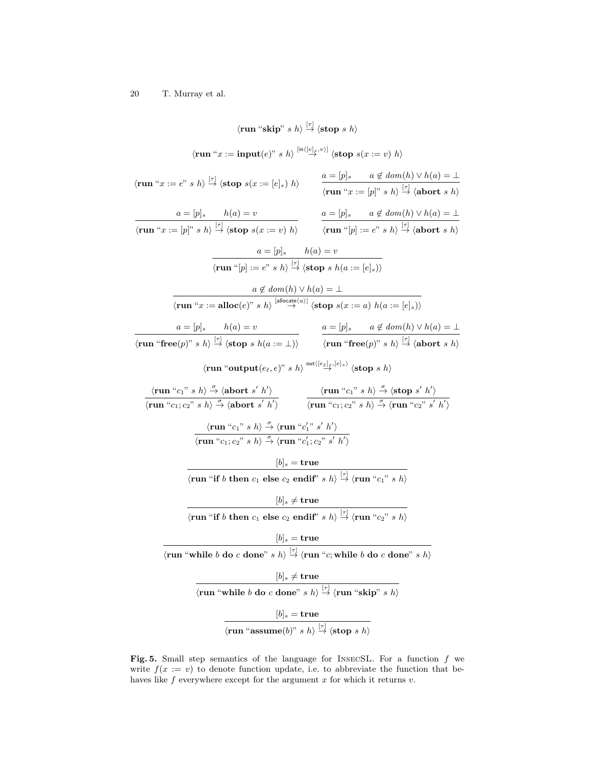$$\langle \textbf{run}\ \text{“}\textbf{skip}\text{”}\ s\ h\rangle \overset{[\tau]}{\rightarrow} \langle \textbf{stop}\ s\ h\rangle$$

$$\langle \textbf{run}\ \text{“}x := \textbf{input}(e)\text{”}\ s\ h\rangle \overset{[\mathsf{in}\langle [e]_s, v\rangle]}{\rightarrow} \langle \textbf{stop}\ s(x := v)\ h\rangle$$

$$\langle \textbf{run}\ \text{“}x := e\text{”}\ s\ h\rangle \overset{[\tau]}{\rightarrow} \langle \textbf{stop}\ s(x := [e]_s)\ h\rangle \qquad \frac{a = [p]_s \qquad a \notin dom(h) \vee h(a) = \bot}{\langle \textbf{run}\ \text{“}x := [p]\text{”}\ s\ h\rangle \overset{[\tau]}{\rightarrow} \langle \textbf{abort}\ s\ h\rangle}$$

$$\frac{a = [p]_s \qquad h(a) = v}{\langle \textbf{run}\ \text{“}x := [p]\text{”}\ s\ h\rangle \overset{[\tau]}{\rightarrow} \langle \textbf{stop}\ s(x := v)\ h\rangle} \qquad \frac{a = [p]_s \qquad a \notin dom(h) \vee h(a) = \bot}{\langle \textbf{run}\ \text{“}[p] := e\text{”}\ s\ h\rangle \overset{[\tau]}{\rightarrow} \langle \textbf{abort}\ s\ h\rangle}$$

$$\frac{a = [p]_s \qquad h(a) = v}{\langle \textbf{run}\ \text{“}[p] := e\text{”}\ s\ h\rangle \overset{[\tau]}{\rightarrow} \langle \textbf{stop}\ s\ h(a := [e]_s)\rangle}$$

$$\frac{a \notin dom(h) \vee h(a) = \bot}{\langle \textbf{run}\ \text{“}x := \textbf{alloc}(e)\text{”}\ s\ h\rangle \overset{[\mathsf{allocate}\langle a\rangle]}{\rightarrow} \langle \textbf{stop}\ s(x := a)\ h(a := [e]_s)\rangle}$$

$$\frac{a = [p]_s \qquad h(a) = v}{\langle \textbf{run}\ \text{“}\textbf{free}(p)\text{”}\ s\ h\rangle \overset{[\tau]}{\rightarrow} \langle \textbf{stop}\ s\ h(a := \bot)\rangle} \qquad \frac{a = [p]_s \qquad a \notin dom(h) \vee h(a) = \bot}{\langle \textbf{run}\ \text{“}\textbf{free}(p)\text{”}\ s\ h\rangle \overset{[\tau]}{\rightarrow} \langle \textbf{abort}\ s\ h\rangle}$$

$$\langle \textbf{run}\ \text{“}\textbf{output}(e_\ell, e)\text{”}\ s\ h\rangle \overset{\mathsf{out}\langle [e_\ell]_s, [e]_s\rangle}{\rightarrow} \langle \textbf{stop}\ s\ h\rangle$$

$$\frac{\langle \textbf{run}\ \text{“}c_1\text{”}\ s\ h\rangle \overset{\sigma}{\rightarrow} \langle \textbf{abort}\ s'\ h'\rangle}{\langle \textbf{run}\ \text{“}c_1; c_2\text{”}\ s\ h\rangle \overset{\sigma}{\rightarrow} \langle \textbf{abort}\ s'\ h'\rangle} \qquad \frac{\langle \textbf{run}\ \text{“}c_1\text{”}\ s\ h\rangle \overset{\sigma}{\rightarrow} \langle \textbf{stop}\ s'\ h'\rangle}{\langle \textbf{run}\ \text{“}c_1; c_2\text{”}\ s\ h\rangle \overset{\sigma}{\rightarrow} \langle \textbf{run}\ \text{“}c_2\text{”}\ s'\ h'\rangle}$$

$$\frac{\langle \textbf{run}\ \text{“}c_1\text{”}\ s\ h\rangle \overset{\sigma}{\rightarrow} \langle \textbf{run}\ \text{“}c_1'\text{”}\ s'\ h'\rangle}{\langle \textbf{run}\ \text{“}c_1; c_2\text{”}\ s\ h\rangle \overset{\sigma}{\rightarrow} \langle \textbf{run}\ \text{“}c_1'; c_2\text{”}\ s'\ h'\rangle}$$

$$\frac{[b]_s = \textbf{true}}{\langle \textbf{run}\ \text{“}\textbf{if}\ b\ \textbf{then}\ c_1\ \textbf{else}\ c_2\ \textbf{endif}\text{”}\ s\ h\rangle \overset{[\tau]}{\rightarrow} \langle \textbf{run}\ \text{“}c_1\text{”}\ s\ h\rangle}$$

$$\frac{[b]_s \neq \textbf{true}}{\langle \textbf{run}\ \text{“}\textbf{if}\ b\ \textbf{then}\ c_1\ \textbf{else}\ c_2\ \textbf{endif}\text{”}\ s\ h\rangle \overset{[\tau]}{\rightarrow} \langle \textbf{run}\ \text{“}c_2\text{”}\ s\ h\rangle}$$

$$\frac{[b]_s = \textbf{true}}{\langle \textbf{run}\ \text{“}\textbf{while}\ b\ \textbf{do}\ c\ \textbf{done}\text{”}\ s\ h\rangle \overset{[\tau]}{\rightarrow} \langle \textbf{run}\ \text{“}c; \textbf{while}\ b\ \textbf{do}\ c\ \textbf{done}\text{”}\ s\ h\rangle}$$

$$\frac{[b]_s \neq \textbf{true}}{\langle \textbf{run}\ \text{“}\textbf{while}\ b\ \textbf{do}\ c\ \textbf{done}\text{”}\ s\ h\rangle \overset{[\tau]}{\rightarrow} \langle \textbf{run}\ \text{“}\textbf{skip}\text{”}\ s\ h\rangle}$$

$$\frac{[b]_s = \textbf{true}}{\langle \textbf{run}\ \text{“}\textbf{assume}(b)\text{”}\ s\ h\rangle \overset{[\tau]}{\rightarrow} \langle \textbf{stop}\ s\ h\rangle}$$

**Fig. 5.** Small step semantics of the language for InsecSL. For a function $f$ we write $f(x := v)$ to denote function update, i.e. to abbreviate the function that behaves like $f$ everywhere except for the argument $x$ for which it returns $v$.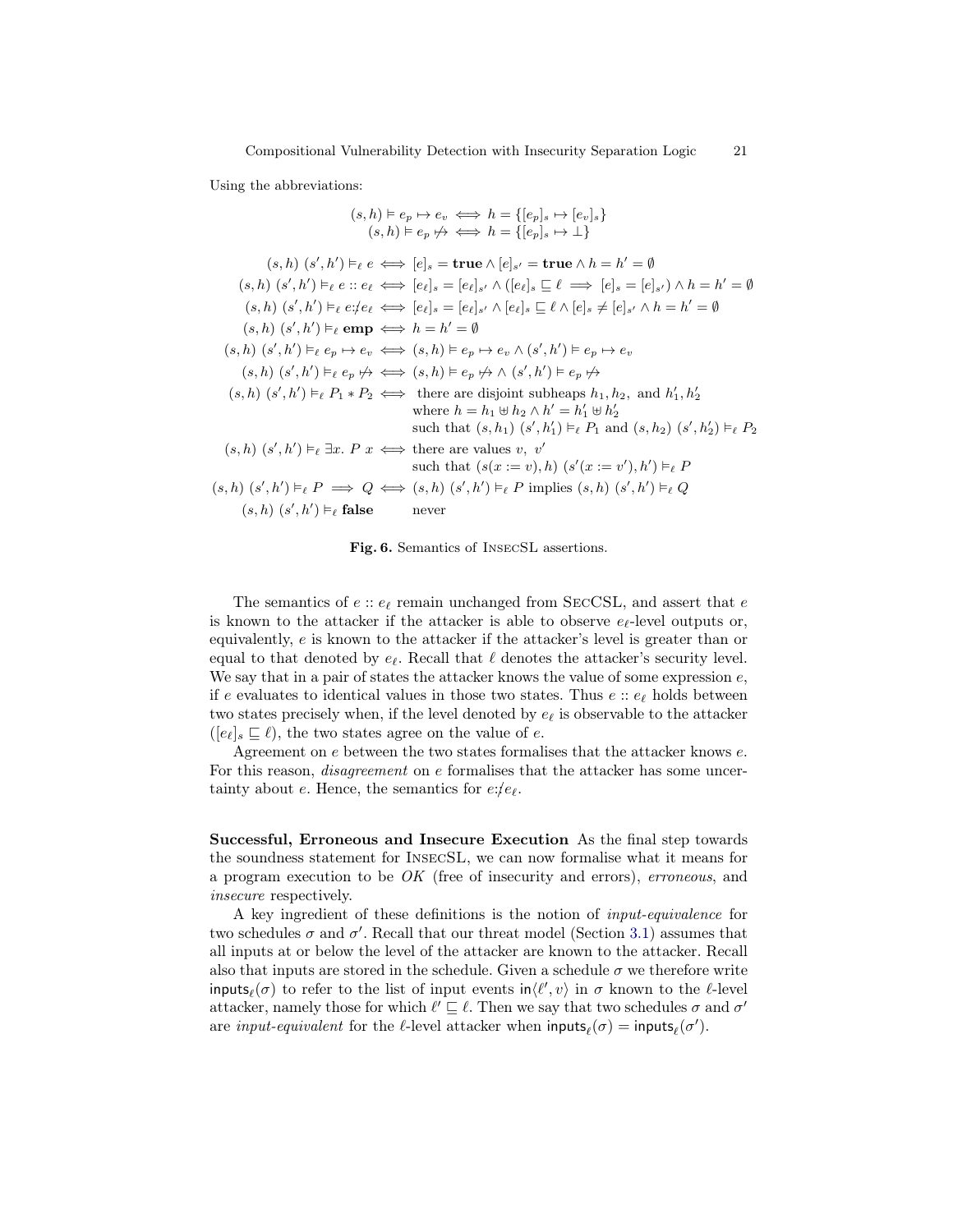Using the abbreviations:

$$(s,h) \vDash e_p \mapsto e_v \iff h = \{[e_p]_s \mapsto [e_v]_s\}$$
$$(s,h) \vDash e_p \not\mapsto \iff h = \{[e_p]_s \mapsto \bot\}$$

$$
\begin{array}{rcl}
(s,h)\ (s',h') \vDash_\ell e & \iff & [e]_s = \mathbf{true} \wedge [e]_{s'} = \mathbf{true} \wedge h = h' = \emptyset \\
(s,h)\ (s',h') \vDash_\ell e :: e_\ell & \iff & [e_\ell]_s = [e_\ell]_{s'} \wedge ([e_\ell]_s \sqsubseteq \ell \implies [e]_s = [e]_{s'}) \wedge h = h' = \emptyset \\
(s,h)\ (s',h') \vDash_\ell e {:\not\,} e_\ell & \iff & [e_\ell]_s = [e_\ell]_{s'} \wedge [e_\ell]_s \sqsubseteq \ell \wedge [e]_s \neq [e]_{s'} \wedge h = h' = \emptyset \\
(s,h)\ (s',h') \vDash_\ell \mathbf{emp} & \iff & h = h' = \emptyset \\
(s,h)\ (s',h') \vDash_\ell e_p \mapsto e_v & \iff & (s,h) \vDash e_p \mapsto e_v \wedge (s',h') \vDash e_p \mapsto e_v \\
(s,h)\ (s',h') \vDash_\ell e_p \not\mapsto & \iff & (s,h) \vDash e_p \not\mapsto \wedge (s',h') \vDash e_p \not\mapsto \\
(s,h)\ (s',h') \vDash_\ell P_1 * P_2 & \iff & \text{there are disjoint subheaps } h_1, h_2, \text{ and } h_1', h_2' \\
& & \text{where } h = h_1 \uplus h_2 \wedge h' = h_1' \uplus h_2' \\
& & \text{such that } (s,h_1)\ (s',h_1') \vDash_\ell P_1 \text{ and } (s,h_2)\ (s',h_2') \vDash_\ell P_2 \\
(s,h)\ (s',h') \vDash_\ell \exists x.\ P\ x & \iff & \text{there are values } v,\ v' \\
& & \text{such that } (s(x := v), h)\ (s'(x := v'), h') \vDash_\ell P \\
(s,h)\ (s',h') \vDash_\ell P \implies Q & \iff & (s,h)\ (s',h') \vDash_\ell P \text{ implies } (s,h)\ (s',h') \vDash_\ell Q \\
(s,h)\ (s',h') \vDash_\ell \mathbf{false} & & \text{never}
\end{array}
$$

**Fig. 6.** Semantics of InsecSL assertions.

The semantics of $e :: e_\ell$ remain unchanged from SecCSL, and assert that $e$ is known to the attacker if the attacker is able to observe $e_\ell$-level outputs or, equivalently, $e$ is known to the attacker if the attacker's level is greater than or equal to that denoted by $e_\ell$. Recall that $\ell$ denotes the attacker's security level. We say that in a pair of states the attacker knows the value of some expression $e$, if $e$ evaluates to identical values in those two states. Thus $e :: e_\ell$ holds between two states precisely when, if the level denoted by $e_\ell$ is observable to the attacker ($[e_\ell]_s \sqsubseteq \ell$), the two states agree on the value of $e$.

Agreement on $e$ between the two states formalises that the attacker knows $e$. For this reason, *disagreement* on $e$ formalises that the attacker has some uncertainty about $e$. Hence, the semantics for $e {:\not\,} e_\ell$.

**Successful, Erroneous and Insecure Execution** As the final step towards the soundness statement for InsecSL, we can now formalise what it means for a program execution to be *OK* (free of insecurity and errors), *erroneous*, and *insecure* respectively.

A key ingredient of these definitions is the notion of *input-equivalence* for two schedules $\sigma$ and $\sigma'$. Recall that our threat model (Section 3.1) assumes that all inputs at or below the level of the attacker are known to the attacker. Recall also that inputs are stored in the schedule. Given a schedule $\sigma$ we therefore write $\mathsf{inputs}_\ell(\sigma)$ to refer to the list of input events $\mathsf{in}\langle \ell', v\rangle$ in $\sigma$ known to the $\ell$-level attacker, namely those for which $\ell' \sqsubseteq \ell$. Then we say that two schedules $\sigma$ and $\sigma'$ are *input-equivalent* for the $\ell$-level attacker when $\mathsf{inputs}_\ell(\sigma) = \mathsf{inputs}_\ell(\sigma')$.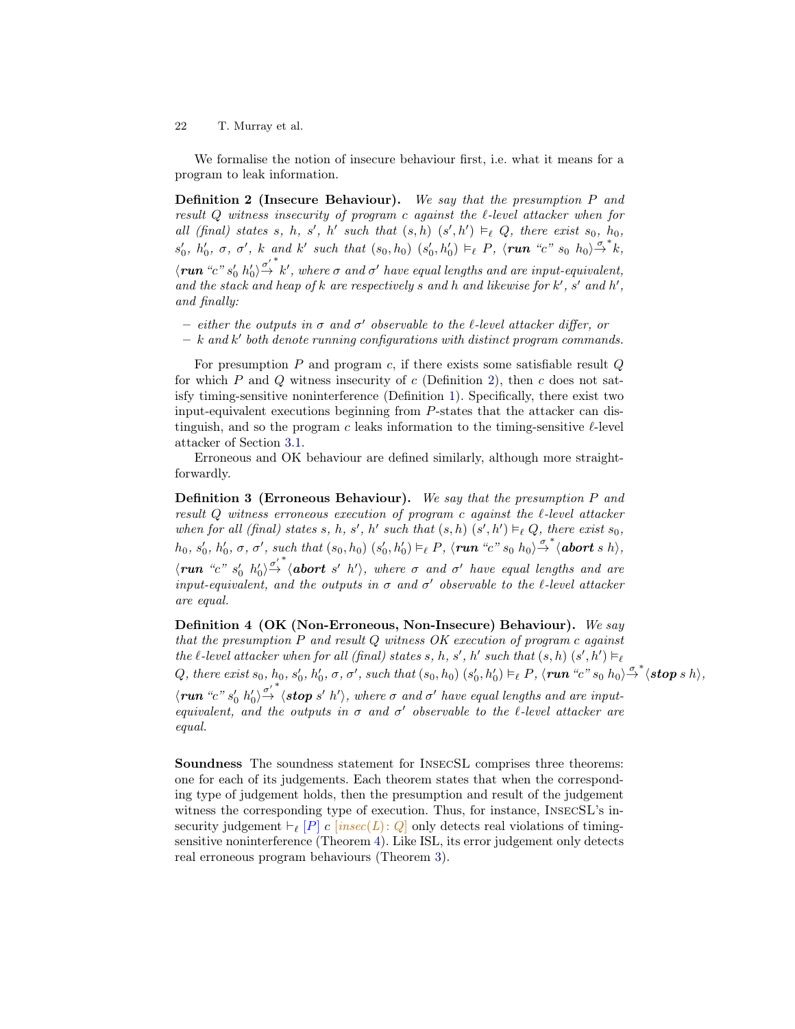We formalise the notion of insecure behaviour first, i.e. what it means for a program to leak information.

**Definition 2 (Insecure Behaviour).** *We say that the presumption $P$ and result $Q$ witness insecurity of program $c$ against the $\ell$-level attacker when for all (final) states $s$, $h$, $s'$, $h'$ such that $(s,h)\ (s',h') \vDash_\ell Q$, there exist $s_0$, $h_0$, $s_0'$, $h_0'$, $\sigma$, $\sigma'$, $k$ and $k'$ such that $(s_0,h_0)\ (s_0',h_0') \vDash_\ell P$, $\langle \textbf{\textit{run}}\ \text{“}c\text{”}\ s_0\ h_0\rangle \overset{\sigma}{\rightarrow}^* k$, $\langle \textbf{\textit{run}}\ \text{“}c\text{”}\ s_0'\ h_0'\rangle \overset{\sigma'}{\rightarrow}^* k'$, where $\sigma$ and $\sigma'$ have equal lengths and are input-equivalent, and the stack and heap of $k$ are respectively $s$ and $h$ and likewise for $k'$, $s'$ and $h'$, and finally:*

- *either the outputs in $\sigma$ and $\sigma'$ observable to the $\ell$-level attacker differ, or*
- *$k$ and $k'$ both denote running configurations with distinct program commands.*

For presumption $P$ and program $c$, if there exists some satisfiable result $Q$ for which $P$ and $Q$ witness insecurity of $c$ (Definition 2), then $c$ does not satisfy timing-sensitive noninterference (Definition 1). Specifically, there exist two input-equivalent executions beginning from $P$-states that the attacker can distinguish, and so the program $c$ leaks information to the timing-sensitive $\ell$-level attacker of Section 3.1.

Erroneous and OK behaviour are defined similarly, although more straightforwardly.

**Definition 3 (Erroneous Behaviour).** *We say that the presumption $P$ and result $Q$ witness erroneous execution of program $c$ against the $\ell$-level attacker when for all (final) states $s$, $h$, $s'$, $h'$ such that $(s,h)\ (s',h') \vDash_\ell Q$, there exist $s_0$, $h_0$, $s_0'$, $h_0'$, $\sigma$, $\sigma'$, such that $(s_0,h_0)\ (s_0',h_0') \vDash_\ell P$, $\langle \textbf{\textit{run}}\ \text{“}c\text{”}\ s_0\ h_0\rangle \overset{\sigma}{\rightarrow}^* \langle \textbf{\textit{abort}}\ s\ h\rangle$, $\langle \textbf{\textit{run}}\ \text{“}c\text{”}\ s_0'\ h_0'\rangle \overset{\sigma'}{\rightarrow}^* \langle \textbf{\textit{abort}}\ s'\ h'\rangle$, where $\sigma$ and $\sigma'$ have equal lengths and are input-equivalent, and the outputs in $\sigma$ and $\sigma'$ observable to the $\ell$-level attacker are equal.*

**Definition 4 (OK (Non-Erroneous, Non-Insecure) Behaviour).** *We say that the presumption $P$ and result $Q$ witness OK execution of program $c$ against the $\ell$-level attacker when for all (final) states $s$, $h$, $s'$, $h'$ such that $(s,h)\ (s',h') \vDash_\ell Q$, there exist $s_0$, $h_0$, $s_0'$, $h_0'$, $\sigma$, $\sigma'$, such that $(s_0,h_0)\ (s_0',h_0') \vDash_\ell P$, $\langle \textbf{\textit{run}}\ \text{“}c\text{”}\ s_0\ h_0\rangle \overset{\sigma}{\rightarrow}^* \langle \textbf{\textit{stop}}\ s\ h\rangle$, $\langle \textbf{\textit{run}}\ \text{“}c\text{”}\ s_0'\ h_0'\rangle \overset{\sigma'}{\rightarrow}^* \langle \textbf{\textit{stop}}\ s'\ h'\rangle$, where $\sigma$ and $\sigma'$ have equal lengths and are input-equivalent, and the outputs in $\sigma$ and $\sigma'$ observable to the $\ell$-level attacker are equal.*

**Soundness** The soundness statement for InsecSL comprises three theorems: one for each of its judgements. Each theorem states that when the corresponding type of judgement holds, then the presumption and result of the judgement witness the corresponding type of execution. Thus, for instance, InsecSL's insecurity judgement $\vdash_\ell [P]\ c\ [insec(L){:}\ Q]$ only detects real violations of timing-sensitive noninterference (Theorem 4). Like ISL, its error judgement only detects real erroneous program behaviours (Theorem 3).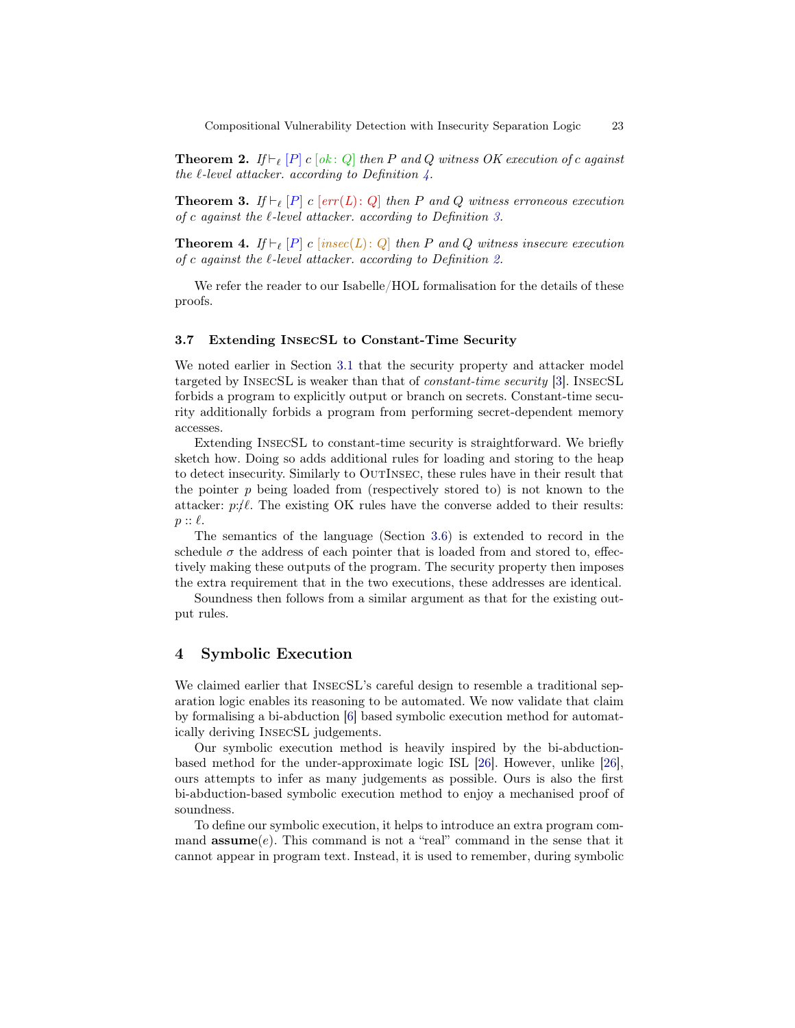**Theorem 2.** *If* $\vdash_\ell [P]\ c\ [ok\colon Q]$ *then* $P$ *and* $Q$ *witness OK execution of* $c$ *against the* $\ell$*-level attacker. according to Definition 4.*

**Theorem 3.** *If* $\vdash_\ell [P]\ c\ [err(L)\colon Q]$ *then* $P$ *and* $Q$ *witness erroneous execution of* $c$ *against the* $\ell$*-level attacker. according to Definition 3.*

**Theorem 4.** *If* $\vdash_\ell [P]\ c\ [insec(L)\colon Q]$ *then* $P$ *and* $Q$ *witness insecure execution of* $c$ *against the* $\ell$*-level attacker. according to Definition 2.*

We refer the reader to our Isabelle/HOL formalisation for the details of these proofs.

### 3.7 Extending InsecSL to Constant-Time Security

We noted earlier in Section 3.1 that the security property and attacker model targeted by InsecSL is weaker than that of *constant-time security* [3]. InsecSL forbids a program to explicitly output or branch on secrets. Constant-time security additionally forbids a program from performing secret-dependent memory accesses.

Extending InsecSL to constant-time security is straightforward. We briefly sketch how. Doing so adds additional rules for loading and storing to the heap to detect insecurity. Similarly to OutInsec, these rules have in their result that the pointer $p$ being loaded from (respectively stored to) is not known to the attacker: $p{:}\not\!\ell$. The existing OK rules have the converse added to their results: $p :: \ell$.

The semantics of the language (Section 3.6) is extended to record in the schedule $\sigma$ the address of each pointer that is loaded from and stored to, effectively making these outputs of the program. The security property then imposes the extra requirement that in the two executions, these addresses are identical.

Soundness then follows from a similar argument as that for the existing output rules.

## 4 Symbolic Execution

We claimed earlier that InsecSL's careful design to resemble a traditional separation logic enables its reasoning to be automated. We now validate that claim by formalising a bi-abduction [6] based symbolic execution method for automatically deriving InsecSL judgements.

Our symbolic execution method is heavily inspired by the bi-abduction-based method for the under-approximate logic ISL [26]. However, unlike [26], ours attempts to infer as many judgements as possible. Ours is also the first bi-abduction-based symbolic execution method to enjoy a mechanised proof of soundness.

To define our symbolic execution, it helps to introduce an extra program command **assume**$(e)$. This command is not a "real" command in the sense that it cannot appear in program text. Instead, it is used to remember, during symbolic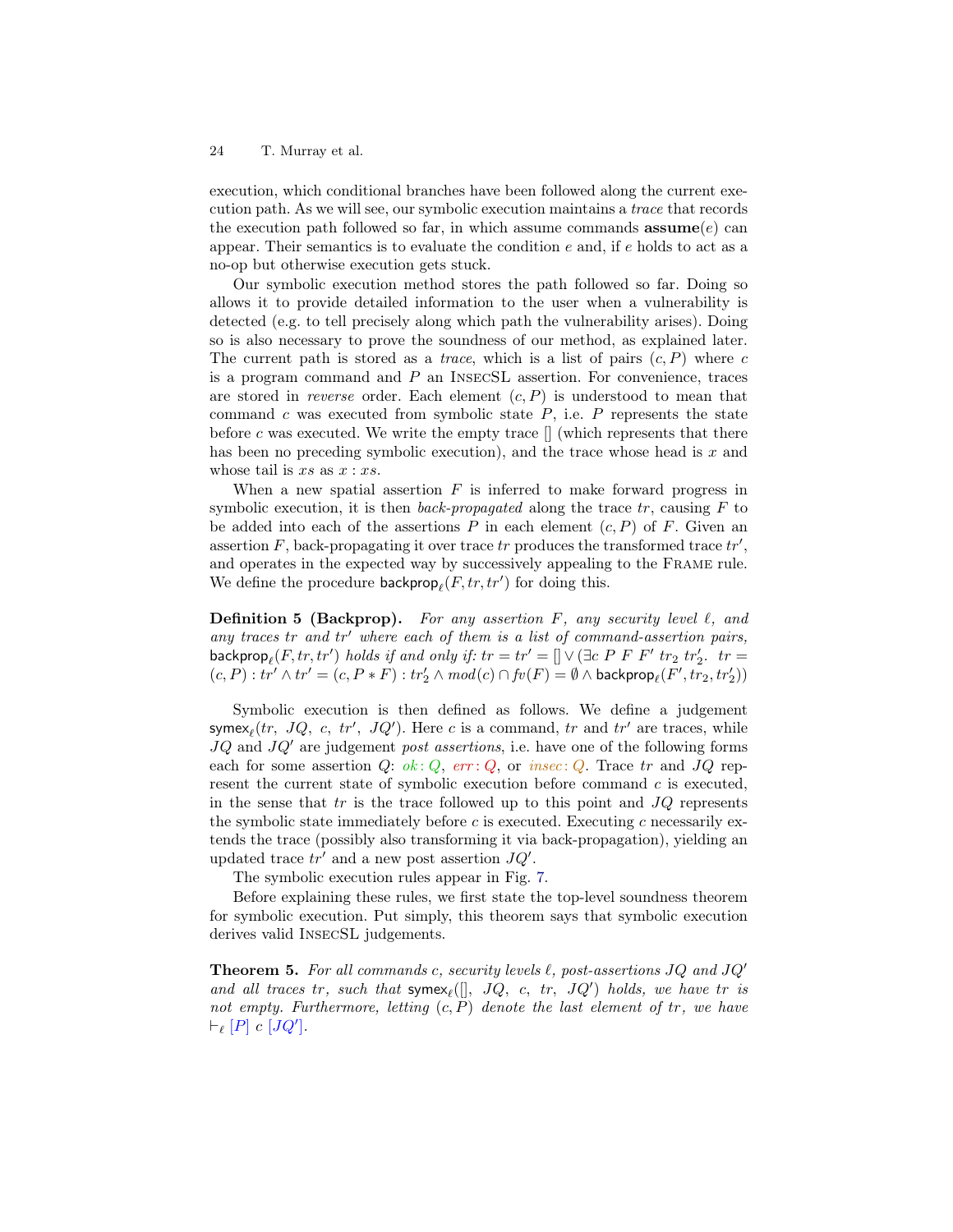execution, which conditional branches have been followed along the current execution path. As we will see, our symbolic execution maintains a *trace* that records the execution path followed so far, in which assume commands **assume**$(e)$ can appear. Their semantics is to evaluate the condition $e$ and, if $e$ holds to act as a no-op but otherwise execution gets stuck.

Our symbolic execution method stores the path followed so far. Doing so allows it to provide detailed information to the user when a vulnerability is detected (e.g. to tell precisely along which path the vulnerability arises). Doing so is also necessary to prove the soundness of our method, as explained later. The current path is stored as a *trace*, which is a list of pairs $(c, P)$ where $c$ is a program command and $P$ an InsecSL assertion. For convenience, traces are stored in *reverse* order. Each element $(c, P)$ is understood to mean that command $c$ was executed from symbolic state $P$, i.e. $P$ represents the state before $c$ was executed. We write the empty trace $[]$ (which represents that there has been no preceding symbolic execution), and the trace whose head is $x$ and whose tail is $xs$ as $x : xs$.

When a new spatial assertion $F$ is inferred to make forward progress in symbolic execution, it is then *back-propagated* along the trace $tr$, causing $F$ to be added into each of the assertions $P$ in each element $(c, P)$ of $F$. Given an assertion $F$, back-propagating it over trace $tr$ produces the transformed trace $tr'$, and operates in the expected way by successively appealing to the Frame rule. We define the procedure $\mathsf{backprop}_\ell(F, tr, tr')$ for doing this.

**Definition 5 (Backprop).** *For any assertion $F$, any security level $\ell$, and any traces $tr$ and $tr'$ where each of them is a list of command-assertion pairs, $\mathsf{backprop}_\ell(F, tr, tr')$ holds if and only if: $tr = tr' = [] \vee (\exists c\ P\ F\ F'\ tr_2\ tr_2'.\ tr = (c, P) : tr' \wedge tr' = (c, P * F) : tr_2' \wedge mod(c) \cap fv(F) = \emptyset \wedge \mathsf{backprop}_\ell(F', tr_2, tr_2'))$*

Symbolic execution is then defined as follows. We define a judgement $\mathsf{symex}_\ell(tr,\ JQ,\ c,\ tr',\ JQ')$. Here $c$ is a command, $tr$ and $tr'$ are traces, while $JQ$ and $JQ'$ are judgement *post assertions*, i.e. have one of the following forms each for some assertion $Q$: $ok : Q$, $err : Q$, or $insec : Q$. Trace $tr$ and $JQ$ represent the current state of symbolic execution before command $c$ is executed, in the sense that $tr$ is the trace followed up to this point and $JQ$ represents the symbolic state immediately before $c$ is executed. Executing $c$ necessarily extends the trace (possibly also transforming it via back-propagation), yielding an updated trace $tr'$ and a new post assertion $JQ'$.

The symbolic execution rules appear in Fig. 7.

Before explaining these rules, we first state the top-level soundness theorem for symbolic execution. Put simply, this theorem says that symbolic execution derives valid InsecSL judgements.

**Theorem 5.** *For all commands $c$, security levels $\ell$, post-assertions $JQ$ and $JQ'$ and all traces $tr$, such that $\mathsf{symex}_\ell([],\ JQ,\ c,\ tr,\ JQ')$ holds, we have $tr$ is not empty. Furthermore, letting $(c, P)$ denote the last element of $tr$, we have $\vdash_\ell [P]\ c\ [JQ']$.*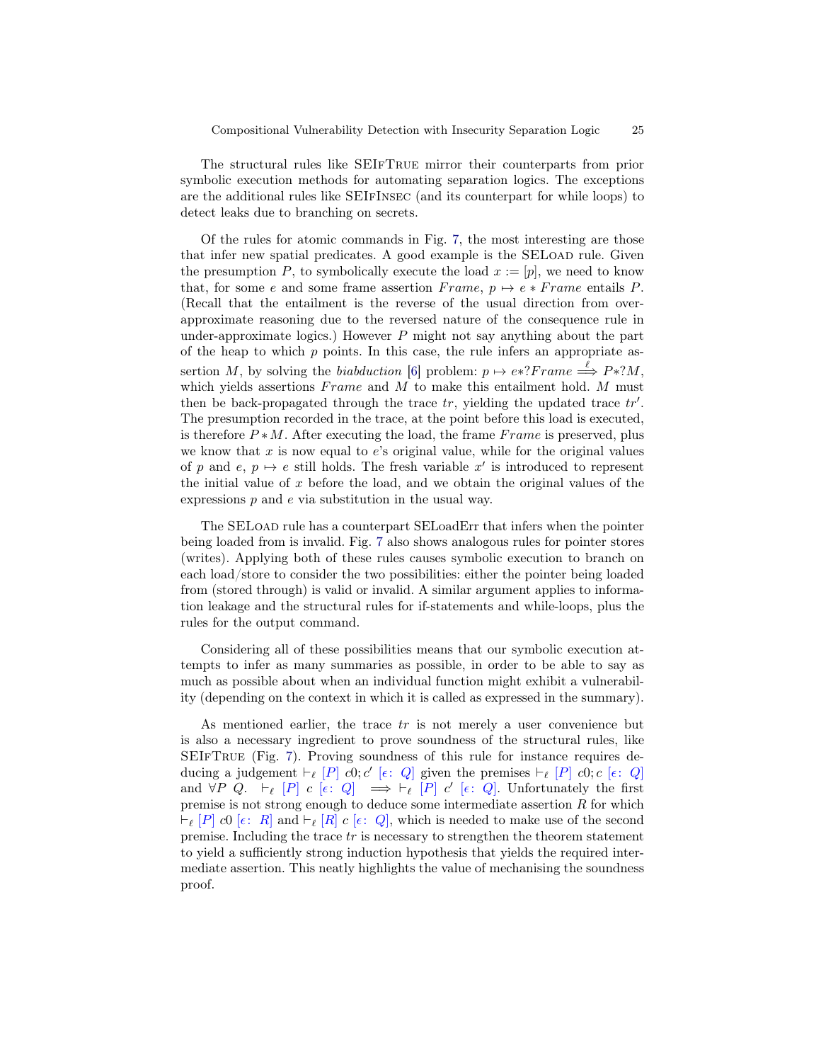The structural rules like SEIfTrue mirror their counterparts from prior symbolic execution methods for automating separation logics. The exceptions are the additional rules like SEIfInsec (and its counterpart for while loops) to detect leaks due to branching on secrets.

Of the rules for atomic commands in Fig. 7, the most interesting are those that infer new spatial predicates. A good example is the SELoad rule. Given the presumption $P$, to symbolically execute the load $x := [p]$, we need to know that, for some $e$ and some frame assertion $Frame$, $p \mapsto e * Frame$ entails $P$. (Recall that the entailment is the reverse of the usual direction from over-approximate reasoning due to the reversed nature of the consequence rule in under-approximate logics.) However $P$ might not say anything about the part of the heap to which $p$ points. In this case, the rule infers an appropriate assertion $M$, by solving the *biabduction* [6] problem: $p \mapsto e * ?Frame \overset{\ell}{\Longrightarrow} P * ?M$, which yields assertions $Frame$ and $M$ to make this entailment hold. $M$ must then be back-propagated through the trace $tr$, yielding the updated trace $tr'$. The presumption recorded in the trace, at the point before this load is executed, is therefore $P * M$. After executing the load, the frame $Frame$ is preserved, plus we know that $x$ is now equal to $e$'s original value, while for the original values of $p$ and $e$, $p \mapsto e$ still holds. The fresh variable $x'$ is introduced to represent the initial value of $x$ before the load, and we obtain the original values of the expressions $p$ and $e$ via substitution in the usual way.

The SELoad rule has a counterpart SELoadErr that infers when the pointer being loaded from is invalid. Fig. 7 also shows analogous rules for pointer stores (writes). Applying both of these rules causes symbolic execution to branch on each load/store to consider the two possibilities: either the pointer being loaded from (stored through) is valid or invalid. A similar argument applies to information leakage and the structural rules for if-statements and while-loops, plus the rules for the output command.

Considering all of these possibilities means that our symbolic execution attempts to infer as many summaries as possible, in order to be able to say as much as possible about when an individual function might exhibit a vulnerability (depending on the context in which it is called as expressed in the summary).

As mentioned earlier, the trace $tr$ is not merely a user convenience but is also a necessary ingredient to prove soundness of the structural rules, like SEIfTrue (Fig. 7). Proving soundness of this rule for instance requires deducing a judgement $\vdash_\ell [P]\ c0; c'\ [\epsilon\colon\ Q]$ given the premises $\vdash_\ell [P]\ c0; c\ [\epsilon\colon\ Q]$ and $\forall P\ Q.\ \ \vdash_\ell [P]\ c\ [\epsilon\colon\ Q] \implies \vdash_\ell [P]\ c'\ [\epsilon\colon\ Q]$. Unfortunately the first premise is not strong enough to deduce some intermediate assertion $R$ for which $\vdash_\ell [P]\ c0\ [\epsilon\colon\ R]$ and $\vdash_\ell [R]\ c\ [\epsilon\colon\ Q]$, which is needed to make use of the second premise. Including the trace $tr$ is necessary to strengthen the theorem statement to yield a sufficiently strong induction hypothesis that yields the required intermediate assertion. This neatly highlights the value of mechanising the soundness proof.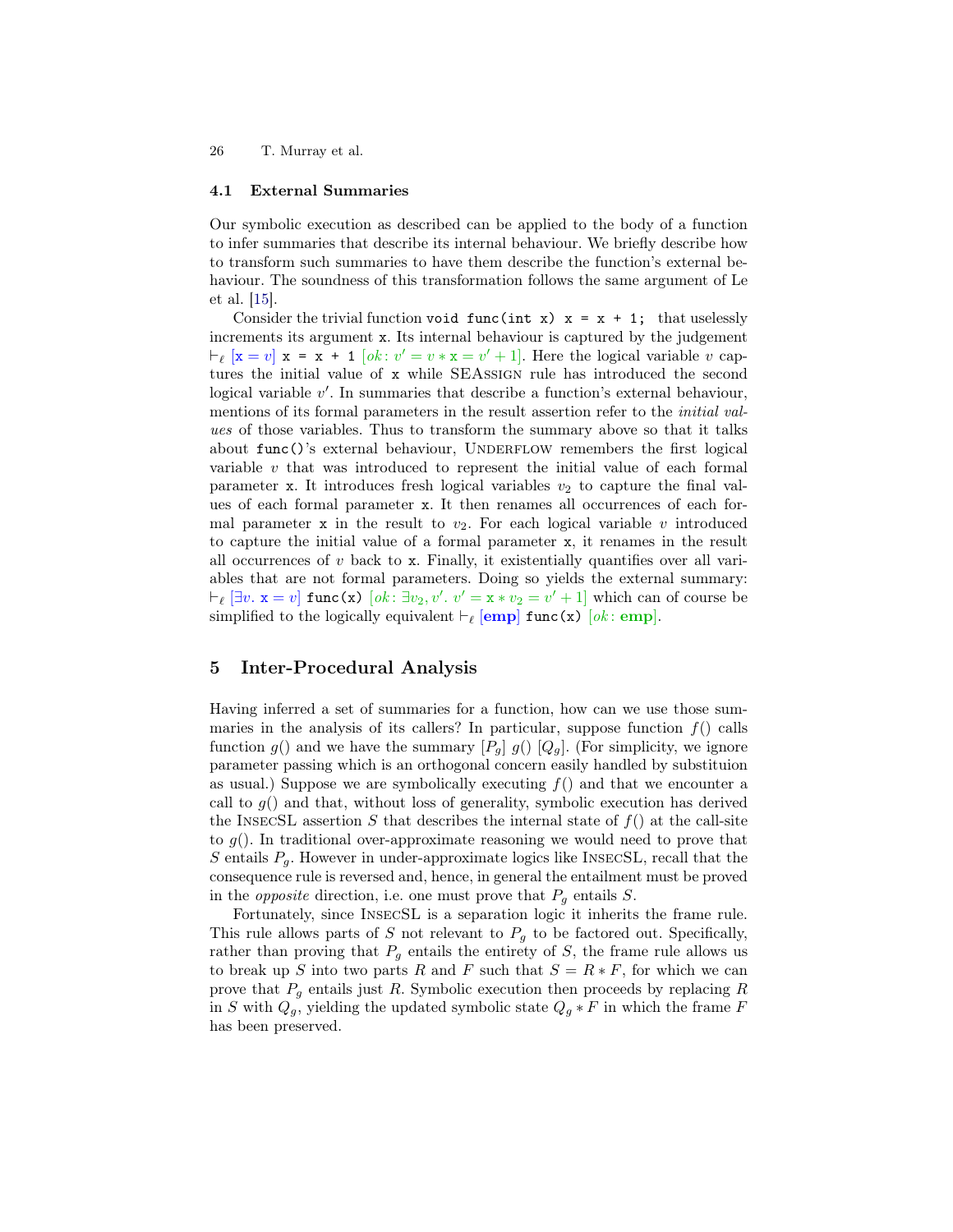### 4.1 External Summaries

Our symbolic execution as described can be applied to the body of a function to infer summaries that describe its internal behaviour. We briefly describe how to transform such summaries to have them describe the function's external behaviour. The soundness of this transformation follows the same argument of Le et al. [15].

Consider the trivial function `void func(int x) x = x + 1;` that uselessly increments its argument `x`. Its internal behaviour is captured by the judgement $\vdash_\ell [\mathtt{x} = v]$ `x = x + 1` $[ok\colon v' = v * \mathtt{x} = v' + 1]$. Here the logical variable $v$ captures the initial value of `x` while SEAssign rule has introduced the second logical variable $v'$. In summaries that describe a function's external behaviour, mentions of its formal parameters in the result assertion refer to the *initial values* of those variables. Thus to transform the summary above so that it talks about `func()`'s external behaviour, Underflow remembers the first logical variable $v$ that was introduced to represent the initial value of each formal parameter `x`. It introduces fresh logical variables $v_2$ to capture the final values of each formal parameter `x`. It then renames all occurrences of each formal parameter `x` in the result to $v_2$. For each logical variable $v$ introduced to capture the initial value of a formal parameter `x`, it renames in the result all occurrences of $v$ back to `x`. Finally, it existentially quantifies over all variables that are not formal parameters. Doing so yields the external summary: $\vdash_\ell [\exists v.\ \mathtt{x} = v]$ `func(x)` $[ok\colon \exists v_2, v'.\ v' = \mathtt{x} * v_2 = v' + 1]$ which can of course be simplified to the logically equivalent $\vdash_\ell [\mathbf{emp}]$ `func(x)` $[ok\colon \mathbf{emp}]$.

## 5 Inter-Procedural Analysis

Having inferred a set of summaries for a function, how can we use those summaries in the analysis of its callers? In particular, suppose function $f()$ calls function $g()$ and we have the summary $[P_g]\ g()\ [Q_g]$. (For simplicity, we ignore parameter passing which is an orthogonal concern easily handled by substituion as usual.) Suppose we are symbolically executing $f()$ and that we encounter a call to $g()$ and that, without loss of generality, symbolic execution has derived the InsecSL assertion $S$ that describes the internal state of $f()$ at the call-site to $g()$. In traditional over-approximate reasoning we would need to prove that $S$ entails $P_g$. However in under-approximate logics like InsecSL, recall that the consequence rule is reversed and, hence, in general the entailment must be proved in the *opposite* direction, i.e. one must prove that $P_g$ entails $S$.

Fortunately, since InsecSL is a separation logic it inherits the frame rule. This rule allows parts of $S$ not relevant to $P_g$ to be factored out. Specifically, rather than proving that $P_g$ entails the entirety of $S$, the frame rule allows us to break up $S$ into two parts $R$ and $F$ such that $S = R * F$, for which we can prove that $P_g$ entails just $R$. Symbolic execution then proceeds by replacing $R$ in $S$ with $Q_g$, yielding the updated symbolic state $Q_g * F$ in which the frame $F$ has been preserved.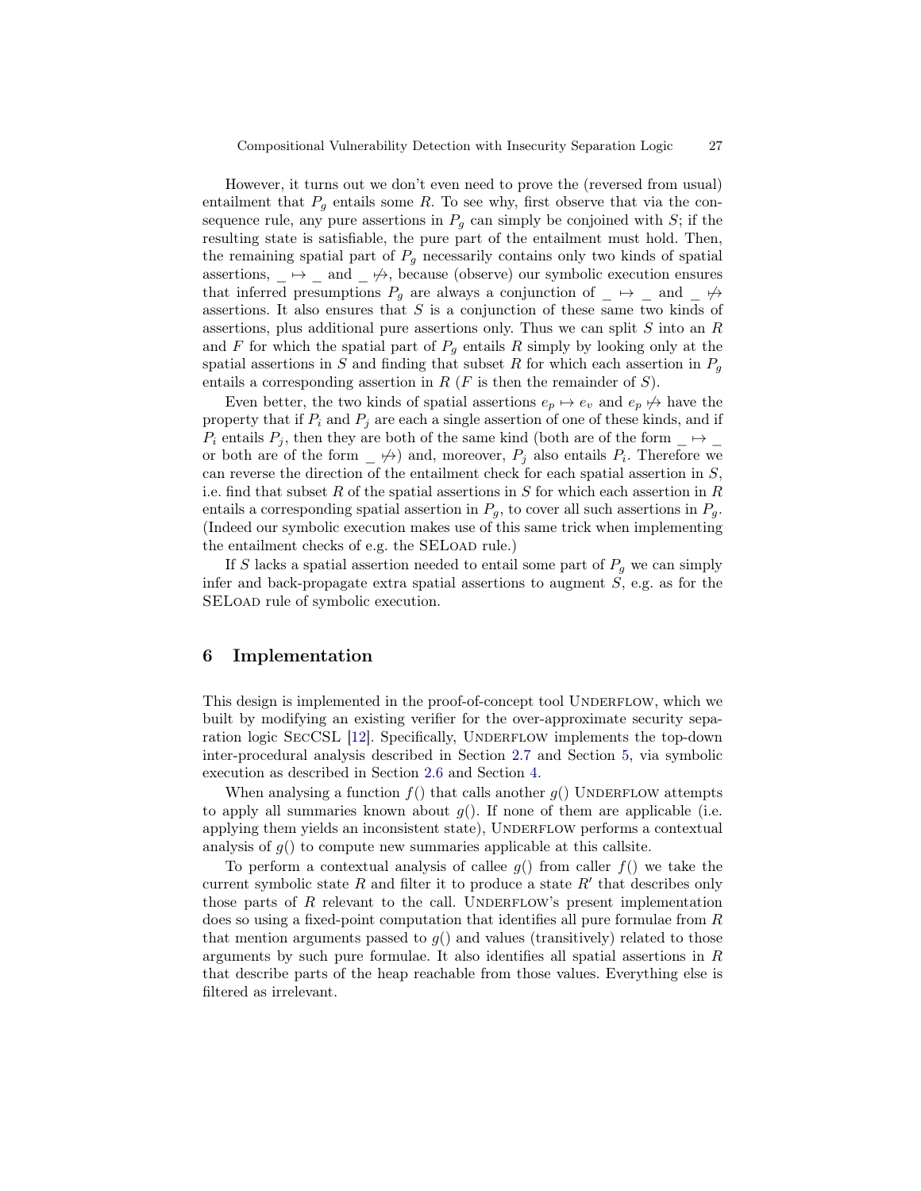However, it turns out we don't even need to prove the (reversed from usual) entailment that $P_g$ entails some $R$. To see why, first observe that via the consequence rule, any pure assertions in $P_g$ can simply be conjoined with $S$; if the resulting state is satisfiable, the pure part of the entailment must hold. Then, the remaining spatial part of $P_g$ necessarily contains only two kinds of spatial assertions, $\_ \mapsto \_$ and $\_ \not\mapsto$, because (observe) our symbolic execution ensures that inferred presumptions $P_g$ are always a conjunction of $\_ \mapsto \_$ and $\_ \not\mapsto$ assertions. It also ensures that $S$ is a conjunction of these same two kinds of assertions, plus additional pure assertions only. Thus we can split $S$ into an $R$ and $F$ for which the spatial part of $P_g$ entails $R$ simply by looking only at the spatial assertions in $S$ and finding that subset $R$ for which each assertion in $P_g$ entails a corresponding assertion in $R$ ($F$ is then the remainder of $S$).

Even better, the two kinds of spatial assertions $e_p \mapsto e_v$ and $e_p \not\mapsto$ have the property that if $P_i$ and $P_j$ are each a single assertion of one of these kinds, and if $P_i$ entails $P_j$, then they are both of the same kind (both are of the form $\_ \mapsto \_$ or both are of the form $\_ \not\mapsto$) and, moreover, $P_j$ also entails $P_i$. Therefore we can reverse the direction of the entailment check for each spatial assertion in $S$, i.e. find that subset $R$ of the spatial assertions in $S$ for which each assertion in $R$ entails a corresponding spatial assertion in $P_g$, to cover all such assertions in $P_g$. (Indeed our symbolic execution makes use of this same trick when implementing the entailment checks of e.g. the SELoad rule.)

If $S$ lacks a spatial assertion needed to entail some part of $P_g$ we can simply infer and back-propagate extra spatial assertions to augment $S$, e.g. as for the SELoad rule of symbolic execution.

## 6 Implementation

This design is implemented in the proof-of-concept tool Underflow, which we built by modifying an existing verifier for the over-approximate security separation logic SecCSL [12]. Specifically, Underflow implements the top-down inter-procedural analysis described in Section 2.7 and Section 5, via symbolic execution as described in Section 2.6 and Section 4.

When analysing a function $f()$ that calls another $g()$ Underflow attempts to apply all summaries known about $g()$. If none of them are applicable (i.e. applying them yields an inconsistent state), Underflow performs a contextual analysis of $g()$ to compute new summaries applicable at this callsite.

To perform a contextual analysis of callee $g()$ from caller $f()$ we take the current symbolic state $R$ and filter it to produce a state $R'$ that describes only those parts of $R$ relevant to the call. Underflow's present implementation does so using a fixed-point computation that identifies all pure formulae from $R$ that mention arguments passed to $g()$ and values (transitively) related to those arguments by such pure formulae. It also identifies all spatial assertions in $R$ that describe parts of the heap reachable from those values. Everything else is filtered as irrelevant.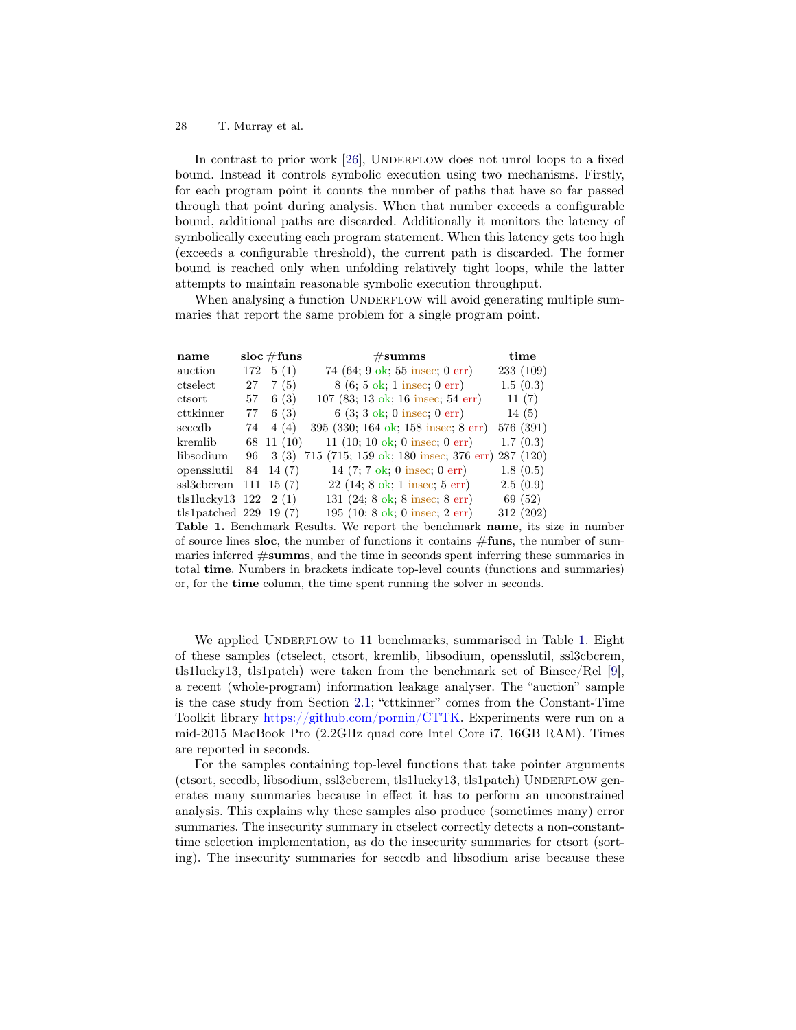In contrast to prior work [26], Underflow does not unrol loops to a fixed bound. Instead it controls symbolic execution using two mechanisms. Firstly, for each program point it counts the number of paths that have so far passed through that point during analysis. When that number exceeds a configurable bound, additional paths are discarded. Additionally it monitors the latency of symbolically executing each program statement. When this latency gets too high (exceeds a configurable threshold), the current path is discarded. The former bound is reached only when unfolding relatively tight loops, while the latter attempts to maintain reasonable symbolic execution throughput.

When analysing a function Underflow will avoid generating multiple summaries that report the same problem for a single program point.

| **name** | **sloc** | **#funs** | **#summs** | **time** |
|---|---|---|---|---|
| auction | 172 | 5 (1) | 74 (64; 9 ok; 55 insec; 0 err) | 233 (109) |
| ctselect | 27 | 7 (5) | 8 (6; 5 ok; 1 insec; 0 err) | 1.5 (0.3) |
| ctsort | 57 | 6 (3) | 107 (83; 13 ok; 16 insec; 54 err) | 11 (7) |
| cttkinner | 77 | 6 (3) | 6 (3; 3 ok; 0 insec; 0 err) | 14 (5) |
| seccdb | 74 | 4 (4) | 395 (330; 164 ok; 158 insec; 8 err) | 576 (391) |
| kremlib | 68 | 11 (10) | 11 (10; 10 ok; 0 insec; 0 err) | 1.7 (0.3) |
| libsodium | 96 | 3 (3) | 715 (715; 159 ok; 180 insec; 376 err) | 287 (120) |
| opensslutil | 84 | 14 (7) | 14 (7; 7 ok; 0 insec; 0 err) | 1.8 (0.5) |
| ssl3cbcrem | 111 | 15 (7) | 22 (14; 8 ok; 1 insec; 5 err) | 2.5 (0.9) |
| tls1lucky13 | 122 | 2 (1) | 131 (24; 8 ok; 8 insec; 8 err) | 69 (52) |
| tls1patched | 229 | 19 (7) | 195 (10; 8 ok; 0 insec; 2 err) | 312 (202) |

**Table 1.** Benchmark Results. We report the benchmark **name**, its size in number of source lines **sloc**, the number of functions it contains **#funs**, the number of summaries inferred **#summs**, and the time in seconds spent inferring these summaries in total **time**. Numbers in brackets indicate top-level counts (functions and summaries) or, for the **time** column, the time spent running the solver in seconds.

We applied Underflow to 11 benchmarks, summarised in Table 1. Eight of these samples (ctselect, ctsort, kremlib, libsodium, opensslutil, ssl3cbcrem, tls1lucky13, tls1patch) were taken from the benchmark set of Binsec/Rel [9], a recent (whole-program) information leakage analyser. The "auction" sample is the case study from Section 2.1; "cttkinner" comes from the Constant-Time Toolkit library https://github.com/pornin/CTTK. Experiments were run on a mid-2015 MacBook Pro (2.2GHz quad core Intel Core i7, 16GB RAM). Times are reported in seconds.

For the samples containing top-level functions that take pointer arguments (ctsort, seccdb, libsodium, ssl3cbcrem, tls1lucky13, tls1patch) Underflow generates many summaries because in effect it has to perform an unconstrained analysis. This explains why these samples also produce (sometimes many) error summaries. The insecurity summary in ctselect correctly detects a non-constant-time selection implementation, as do the insecurity summaries for ctsort (sorting). The insecurity summaries for seccdb and libsodium arise because these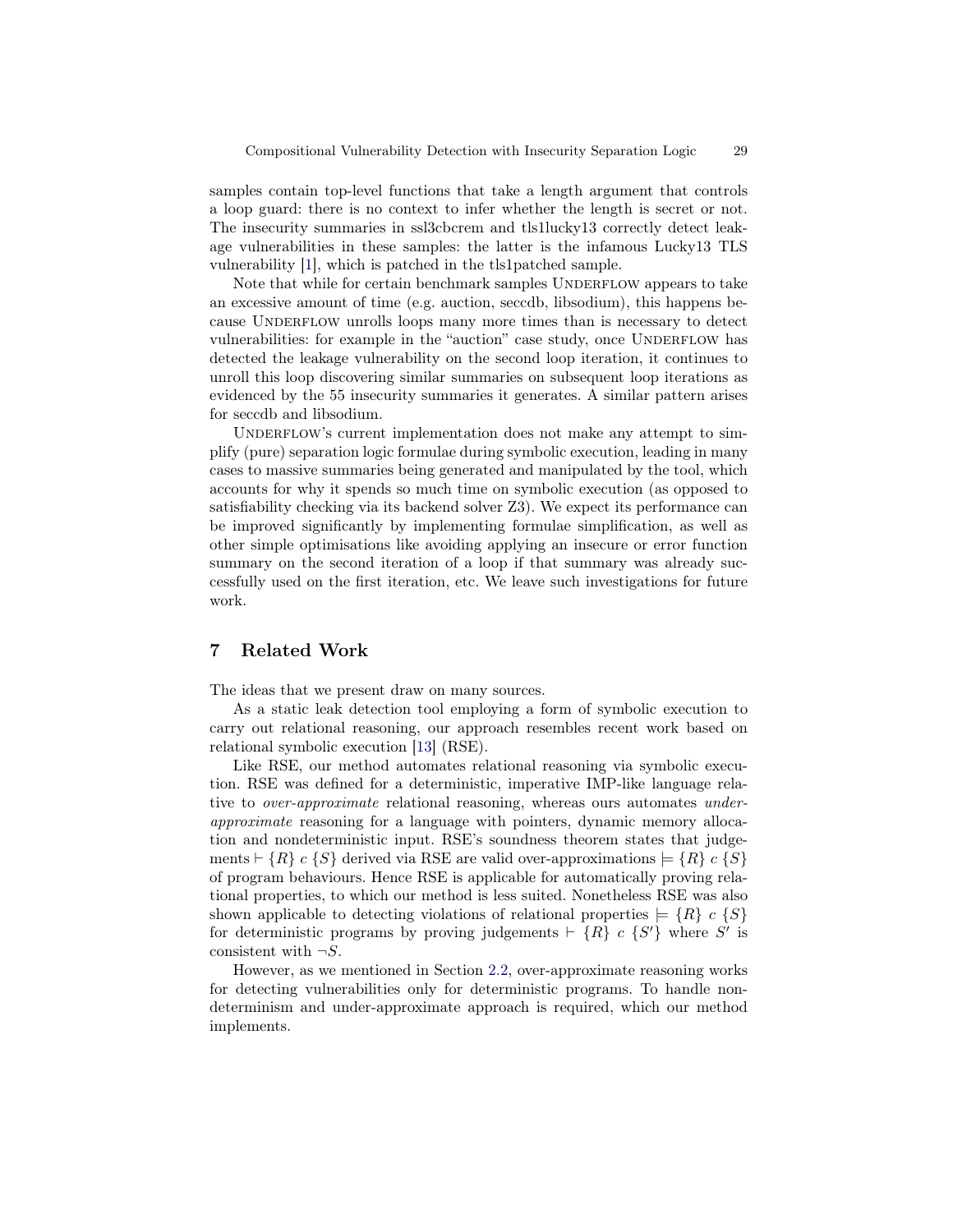samples contain top-level functions that take a length argument that controls a loop guard: there is no context to infer whether the length is secret or not. The insecurity summaries in ssl3cbcrem and tls1lucky13 correctly detect leakage vulnerabilities in these samples: the latter is the infamous Lucky13 TLS vulnerability [1], which is patched in the tls1patched sample.

Note that while for certain benchmark samples Underflow appears to take an excessive amount of time (e.g. auction, seccdb, libsodium), this happens because Underflow unrolls loops many more times than is necessary to detect vulnerabilities: for example in the "auction" case study, once Underflow has detected the leakage vulnerability on the second loop iteration, it continues to unroll this loop discovering similar summaries on subsequent loop iterations as evidenced by the 55 insecurity summaries it generates. A similar pattern arises for seccdb and libsodium.

Underflow's current implementation does not make any attempt to simplify (pure) separation logic formulae during symbolic execution, leading in many cases to massive summaries being generated and manipulated by the tool, which accounts for why it spends so much time on symbolic execution (as opposed to satisfiability checking via its backend solver Z3). We expect its performance can be improved significantly by implementing formulae simplification, as well as other simple optimisations like avoiding applying an insecure or error function summary on the second iteration of a loop if that summary was already successfully used on the first iteration, etc. We leave such investigations for future work.

## 7 Related Work

The ideas that we present draw on many sources.

As a static leak detection tool employing a form of symbolic execution to carry out relational reasoning, our approach resembles recent work based on relational symbolic execution [13] (RSE).

Like RSE, our method automates relational reasoning via symbolic execution. RSE was defined for a deterministic, imperative IMP-like language relative to *over-approximate* relational reasoning, whereas ours automates *under-approximate* reasoning for a language with pointers, dynamic memory allocation and nondeterministic input. RSE's soundness theorem states that judgements $\vdash \{R\}\ c\ \{S\}$ derived via RSE are valid over-approximations $\models \{R\}\ c\ \{S\}$ of program behaviours. Hence RSE is applicable for automatically proving relational properties, to which our method is less suited. Nonetheless RSE was also shown applicable to detecting violations of relational properties $\models \{R\}\ c\ \{S\}$ for deterministic programs by proving judgements $\vdash \{R\}\ c\ \{S'\}$ where $S'$ is consistent with $\neg S$.

However, as we mentioned in Section 2.2, over-approximate reasoning works for detecting vulnerabilities only for deterministic programs. To handle nondeterminism and under-approximate approach is required, which our method implements.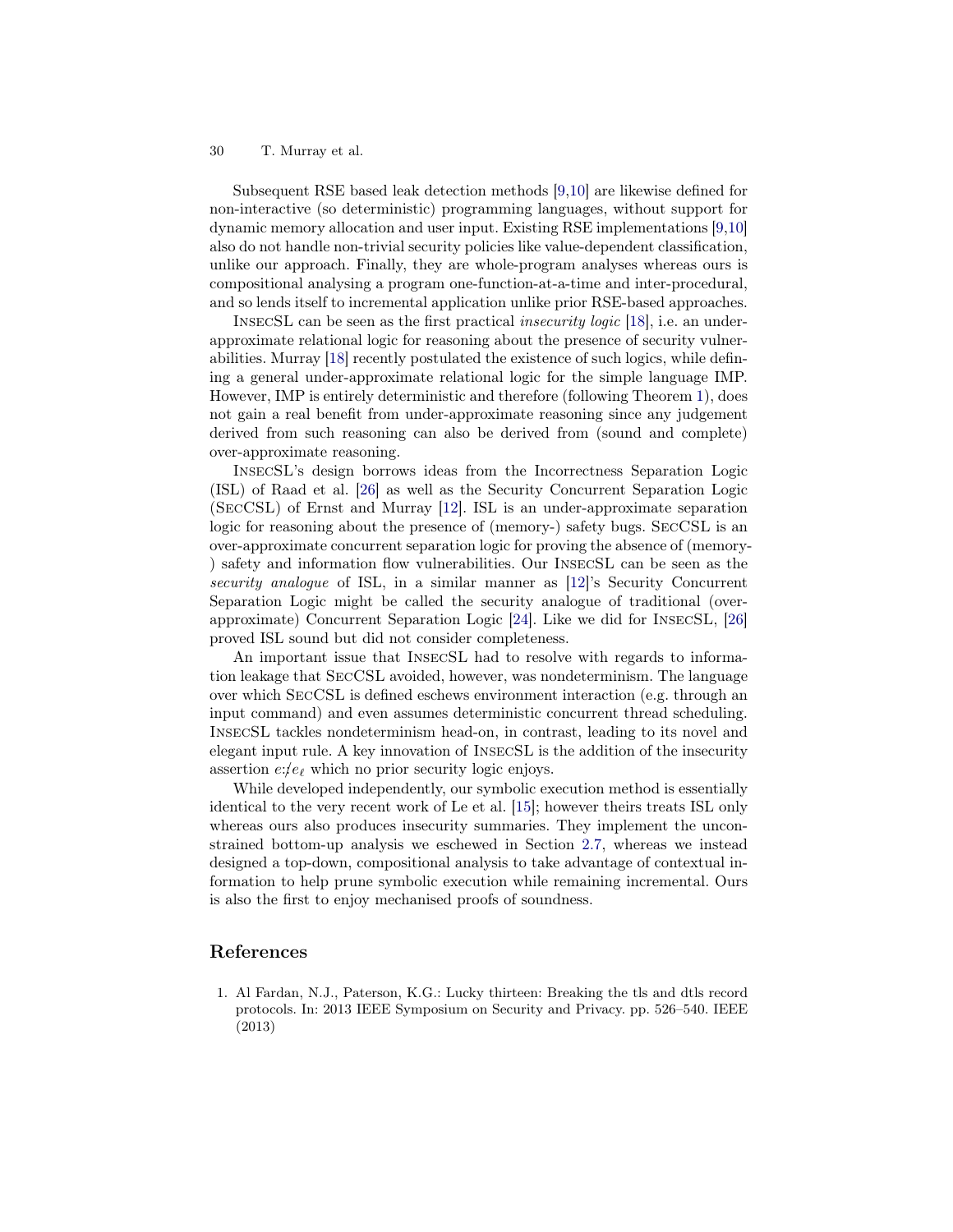Subsequent RSE based leak detection methods [9,10] are likewise defined for non-interactive (so deterministic) programming languages, without support for dynamic memory allocation and user input. Existing RSE implementations [9,10] also do not handle non-trivial security policies like value-dependent classification, unlike our approach. Finally, they are whole-program analyses whereas ours is compositional analysing a program one-function-at-a-time and inter-procedural, and so lends itself to incremental application unlike prior RSE-based approaches.

InsecSL can be seen as the first practical *insecurity logic* [18], i.e. an under-approximate relational logic for reasoning about the presence of security vulnerabilities. Murray [18] recently postulated the existence of such logics, while defining a general under-approximate relational logic for the simple language IMP. However, IMP is entirely deterministic and therefore (following Theorem 1), does not gain a real benefit from under-approximate reasoning since any judgement derived from such reasoning can also be derived from (sound and complete) over-approximate reasoning.

InsecSL's design borrows ideas from the Incorrectness Separation Logic (ISL) of Raad et al. [26] as well as the Security Concurrent Separation Logic (SecCSL) of Ernst and Murray [12]. ISL is an under-approximate separation logic for reasoning about the presence of (memory-) safety bugs. SecCSL is an over-approximate concurrent separation logic for proving the absence of (memory-) safety and information flow vulnerabilities. Our InsecSL can be seen as the *security analogue* of ISL, in a similar manner as [12]'s Security Concurrent Separation Logic might be called the security analogue of traditional (over-approximate) Concurrent Separation Logic [24]. Like we did for InsecSL, [26] proved ISL sound but did not consider completeness.

An important issue that InsecSL had to resolve with regards to information leakage that SecCSL avoided, however, was nondeterminism. The language over which SecCSL is defined eschews environment interaction (e.g. through an input command) and even assumes deterministic concurrent thread scheduling. InsecSL tackles nondeterminism head-on, in contrast, leading to its novel and elegant input rule. A key innovation of InsecSL is the addition of the insecurity assertion $e{:}\not{\!\!/} e_\ell$ which no prior security logic enjoys.

While developed independently, our symbolic execution method is essentially identical to the very recent work of Le et al. [15]; however theirs treats ISL only whereas ours also produces insecurity summaries. They implement the unconstrained bottom-up analysis we eschewed in Section 2.7, whereas we instead designed a top-down, compositional analysis to take advantage of contextual information to help prune symbolic execution while remaining incremental. Ours is also the first to enjoy mechanised proofs of soundness.

## References

1. Al Fardan, N.J., Paterson, K.G.: Lucky thirteen: Breaking the tls and dtls record protocols. In: 2013 IEEE Symposium on Security and Privacy. pp. 526–540. IEEE (2013)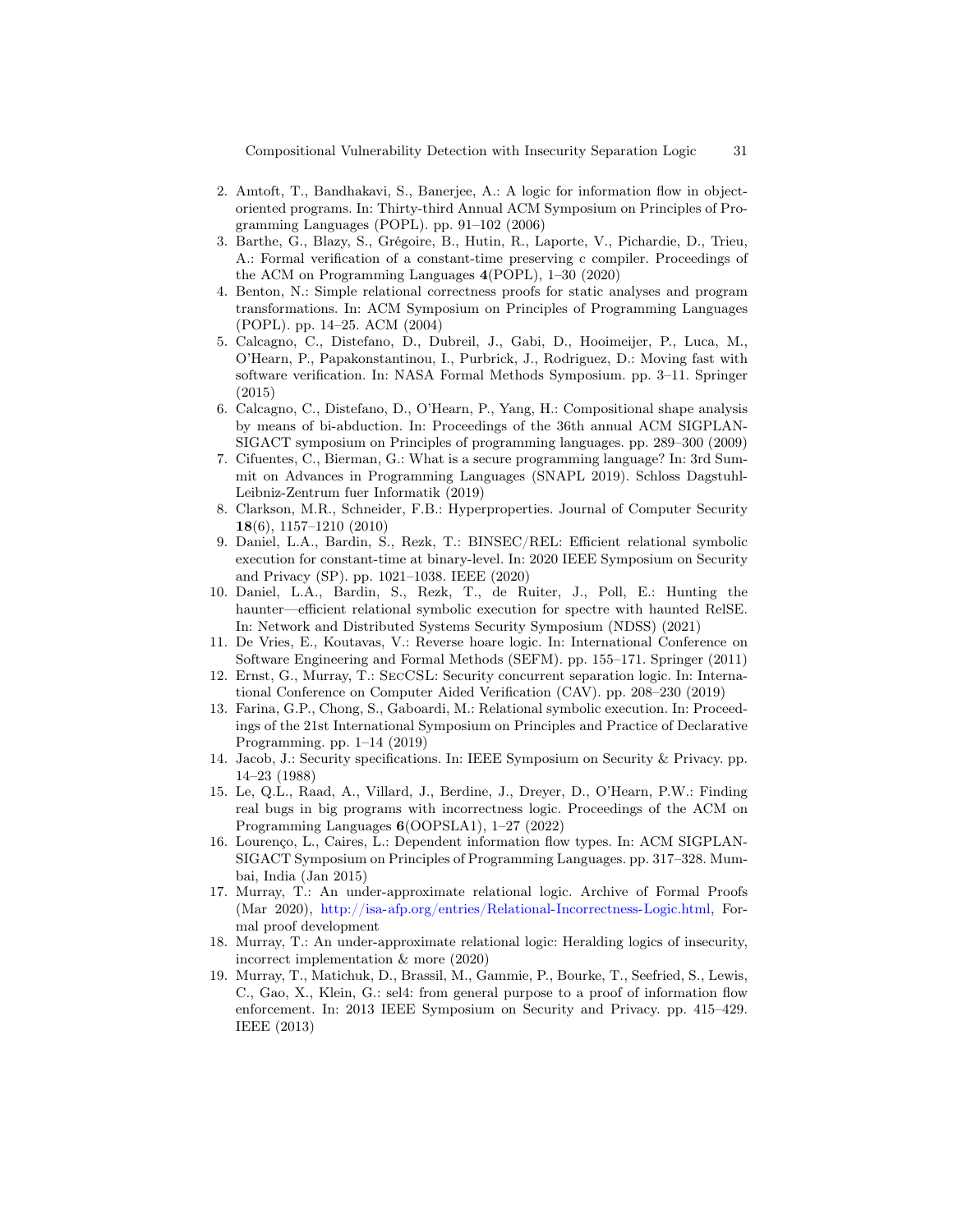2. Amtoft, T., Bandhakavi, S., Banerjee, A.: A logic for information flow in object-oriented programs. In: Thirty-third Annual ACM Symposium on Principles of Programming Languages (POPL). pp. 91–102 (2006)
3. Barthe, G., Blazy, S., Grégoire, B., Hutin, R., Laporte, V., Pichardie, D., Trieu, A.: Formal verification of a constant-time preserving c compiler. Proceedings of the ACM on Programming Languages **4**(POPL), 1–30 (2020)
4. Benton, N.: Simple relational correctness proofs for static analyses and program transformations. In: ACM Symposium on Principles of Programming Languages (POPL). pp. 14–25. ACM (2004)
5. Calcagno, C., Distefano, D., Dubreil, J., Gabi, D., Hooimeijer, P., Luca, M., O'Hearn, P., Papakonstantinou, I., Purbrick, J., Rodriguez, D.: Moving fast with software verification. In: NASA Formal Methods Symposium. pp. 3–11. Springer (2015)
6. Calcagno, C., Distefano, D., O'Hearn, P., Yang, H.: Compositional shape analysis by means of bi-abduction. In: Proceedings of the 36th annual ACM SIGPLAN-SIGACT symposium on Principles of programming languages. pp. 289–300 (2009)
7. Cifuentes, C., Bierman, G.: What is a secure programming language? In: 3rd Summit on Advances in Programming Languages (SNAPL 2019). Schloss Dagstuhl-Leibniz-Zentrum fuer Informatik (2019)
8. Clarkson, M.R., Schneider, F.B.: Hyperproperties. Journal of Computer Security **18**(6), 1157–1210 (2010)
9. Daniel, L.A., Bardin, S., Rezk, T.: BINSEC/REL: Efficient relational symbolic execution for constant-time at binary-level. In: 2020 IEEE Symposium on Security and Privacy (SP). pp. 1021–1038. IEEE (2020)
10. Daniel, L.A., Bardin, S., Rezk, T., de Ruiter, J., Poll, E.: Hunting the haunter—efficient relational symbolic execution for spectre with haunted RelSE. In: Network and Distributed Systems Security Symposium (NDSS) (2021)
11. De Vries, E., Koutavas, V.: Reverse hoare logic. In: International Conference on Software Engineering and Formal Methods (SEFM). pp. 155–171. Springer (2011)
12. Ernst, G., Murray, T.: SecCSL: Security concurrent separation logic. In: International Conference on Computer Aided Verification (CAV). pp. 208–230 (2019)
13. Farina, G.P., Chong, S., Gaboardi, M.: Relational symbolic execution. In: Proceedings of the 21st International Symposium on Principles and Practice of Declarative Programming. pp. 1–14 (2019)
14. Jacob, J.: Security specifications. In: IEEE Symposium on Security & Privacy. pp. 14–23 (1988)
15. Le, Q.L., Raad, A., Villard, J., Berdine, J., Dreyer, D., O'Hearn, P.W.: Finding real bugs in big programs with incorrectness logic. Proceedings of the ACM on Programming Languages **6**(OOPSLA1), 1–27 (2022)
16. Lourenço, L., Caires, L.: Dependent information flow types. In: ACM SIGPLAN-SIGACT Symposium on Principles of Programming Languages. pp. 317–328. Mumbai, India (Jan 2015)
17. Murray, T.: An under-approximate relational logic. Archive of Formal Proofs (Mar 2020), http://isa-afp.org/entries/Relational-Incorrectness-Logic.html, Formal proof development
18. Murray, T.: An under-approximate relational logic: Heralding logics of insecurity, incorrect implementation & more (2020)
19. Murray, T., Matichuk, D., Brassil, M., Gammie, P., Bourke, T., Seefried, S., Lewis, C., Gao, X., Klein, G.: sel4: from general purpose to a proof of information flow enforcement. In: 2013 IEEE Symposium on Security and Privacy. pp. 415–429. IEEE (2013)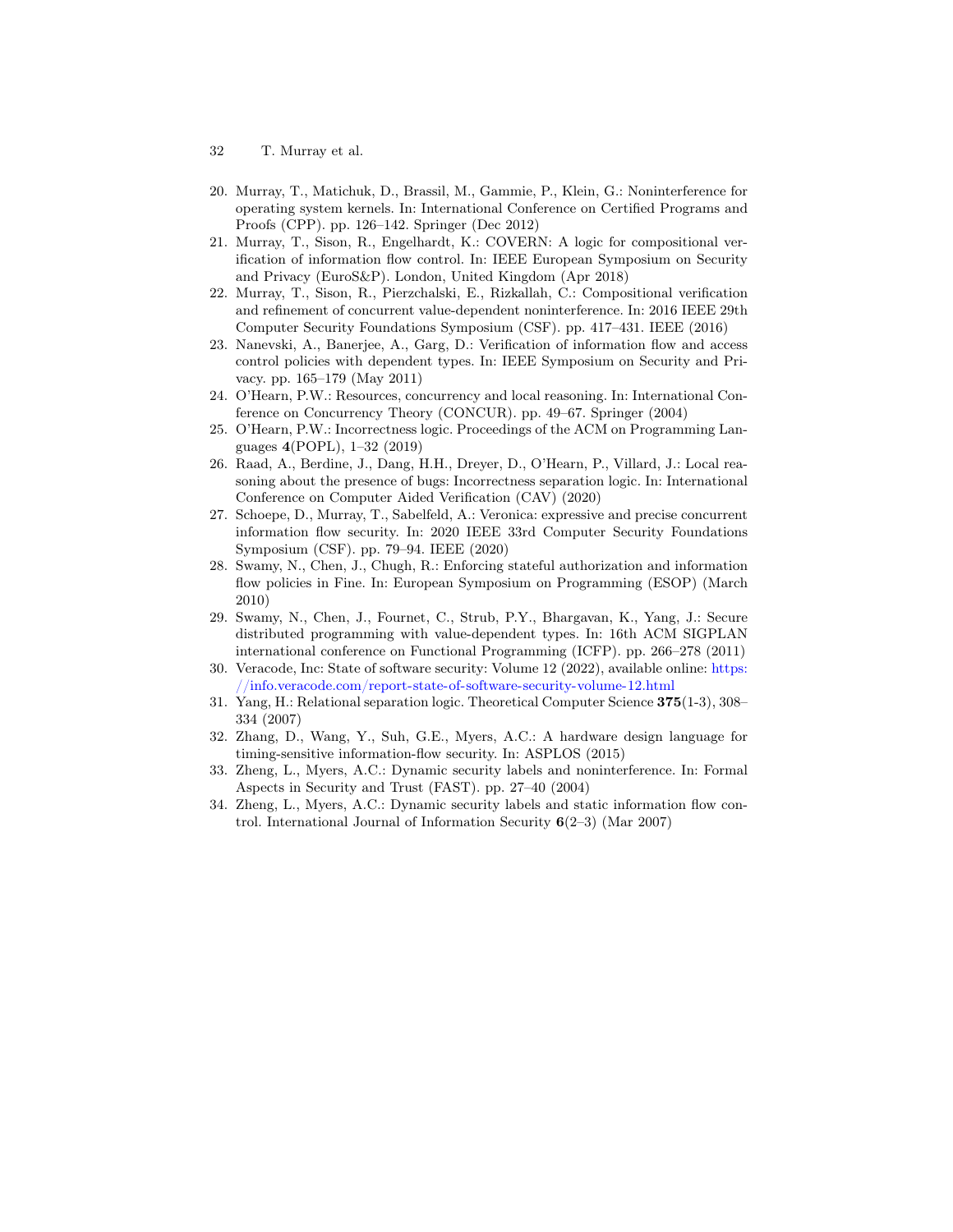20. Murray, T., Matichuk, D., Brassil, M., Gammie, P., Klein, G.: Noninterference for operating system kernels. In: International Conference on Certified Programs and Proofs (CPP). pp. 126–142. Springer (Dec 2012)
21. Murray, T., Sison, R., Engelhardt, K.: COVERN: A logic for compositional verification of information flow control. In: IEEE European Symposium on Security and Privacy (EuroS&P). London, United Kingdom (Apr 2018)
22. Murray, T., Sison, R., Pierzchalski, E., Rizkallah, C.: Compositional verification and refinement of concurrent value-dependent noninterference. In: 2016 IEEE 29th Computer Security Foundations Symposium (CSF). pp. 417–431. IEEE (2016)
23. Nanevski, A., Banerjee, A., Garg, D.: Verification of information flow and access control policies with dependent types. In: IEEE Symposium on Security and Privacy. pp. 165–179 (May 2011)
24. O'Hearn, P.W.: Resources, concurrency and local reasoning. In: International Conference on Concurrency Theory (CONCUR). pp. 49–67. Springer (2004)
25. O'Hearn, P.W.: Incorrectness logic. Proceedings of the ACM on Programming Languages **4**(POPL), 1–32 (2019)
26. Raad, A., Berdine, J., Dang, H.H., Dreyer, D., O'Hearn, P., Villard, J.: Local reasoning about the presence of bugs: Incorrectness separation logic. In: International Conference on Computer Aided Verification (CAV) (2020)
27. Schoepe, D., Murray, T., Sabelfeld, A.: Veronica: expressive and precise concurrent information flow security. In: 2020 IEEE 33rd Computer Security Foundations Symposium (CSF). pp. 79–94. IEEE (2020)
28. Swamy, N., Chen, J., Chugh, R.: Enforcing stateful authorization and information flow policies in Fine. In: European Symposium on Programming (ESOP) (March 2010)
29. Swamy, N., Chen, J., Fournet, C., Strub, P.Y., Bhargavan, K., Yang, J.: Secure distributed programming with value-dependent types. In: 16th ACM SIGPLAN international conference on Functional Programming (ICFP). pp. 266–278 (2011)
30. Veracode, Inc: State of software security: Volume 12 (2022), available online: https://info.veracode.com/report-state-of-software-security-volume-12.html
31. Yang, H.: Relational separation logic. Theoretical Computer Science **375**(1-3), 308–334 (2007)
32. Zhang, D., Wang, Y., Suh, G.E., Myers, A.C.: A hardware design language for timing-sensitive information-flow security. In: ASPLOS (2015)
33. Zheng, L., Myers, A.C.: Dynamic security labels and noninterference. In: Formal Aspects in Security and Trust (FAST). pp. 27–40 (2004)
34. Zheng, L., Myers, A.C.: Dynamic security labels and static information flow control. International Journal of Information Security **6**(2–3) (Mar 2007)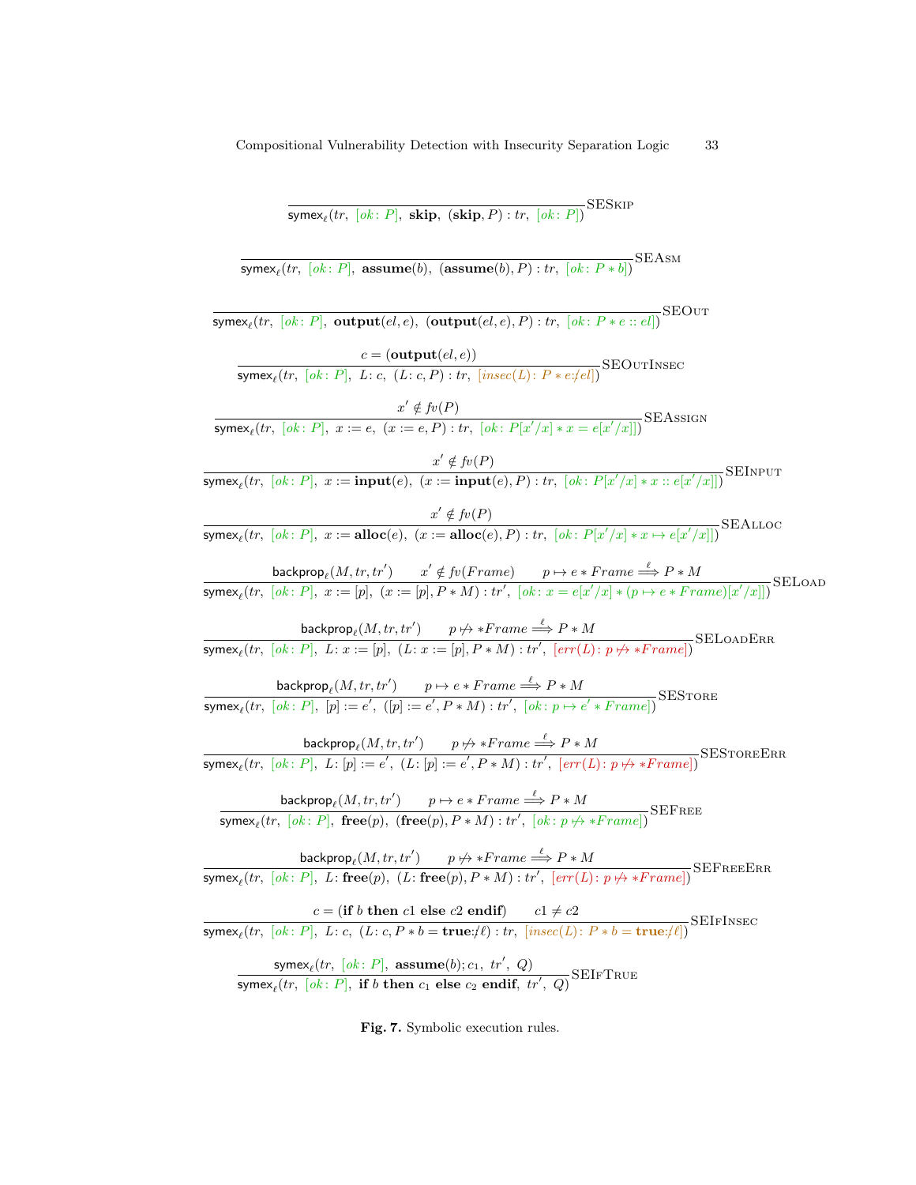$$\frac{}{\mathsf{symex}_\ell(tr,\ [ok\colon P],\ \mathbf{skip},\ (\mathbf{skip}, P) : tr,\ [ok\colon P])}\textsc{SESkip}$$

$$\frac{}{\mathsf{symex}_\ell(tr,\ [ok\colon P],\ \mathbf{assume}(b),\ (\mathbf{assume}(b), P) : tr,\ [ok\colon P * b])}\textsc{SEAsm}$$

$$\frac{}{\mathsf{symex}_\ell(tr,\ [ok\colon P],\ \mathbf{output}(el, e),\ (\mathbf{output}(el, e), P) : tr,\ [ok\colon P * e :: el])}\textsc{SEOut}$$

$$\frac{c = (\mathbf{output}(el, e))}{\mathsf{symex}_\ell(tr,\ [ok\colon P],\ L\colon c,\ (L\colon c, P) : tr,\ [insec(L)\colon P * e :\not\, el])}\textsc{SEOutInsec}$$

$$\frac{x' \notin fv(P)}{\mathsf{symex}_\ell(tr,\ [ok\colon P],\ x := e,\ (x := e, P) : tr,\ [ok\colon P[x'/x] * x = e[x'/x]])}\textsc{SEAssign}$$

$$\frac{x' \notin fv(P)}{\mathsf{symex}_\ell(tr,\ [ok\colon P],\ x := \mathbf{input}(e),\ (x := \mathbf{input}(e), P) : tr,\ [ok\colon P[x'/x] * x :: e[x'/x]])}\textsc{SEInput}$$

$$\frac{x' \notin fv(P)}{\mathsf{symex}_\ell(tr,\ [ok\colon P],\ x := \mathbf{alloc}(e),\ (x := \mathbf{alloc}(e), P) : tr,\ [ok\colon P[x'/x] * x \mapsto e[x'/x]])}\textsc{SEAlloc}$$

$$\frac{\mathsf{backprop}_\ell(M, tr, tr') \qquad x' \notin fv(Frame) \qquad p \mapsto e * Frame \overset{\ell}{\Longrightarrow} P * M}{\mathsf{symex}_\ell(tr,\ [ok\colon P],\ x := [p],\ (x := [p], P * M) : tr',\ [ok\colon x = e[x'/x] * (p \mapsto e * Frame)[x'/x]])}\textsc{SELoad}$$

$$\frac{\mathsf{backprop}_\ell(M, tr, tr') \qquad p \not\mapsto * Frame \overset{\ell}{\Longrightarrow} P * M}{\mathsf{symex}_\ell(tr,\ [ok\colon P],\ L\colon x := [p],\ (L\colon x := [p], P * M) : tr',\ [err(L)\colon p \not\mapsto * Frame])}\textsc{SELoadErr}$$

$$\frac{\mathsf{backprop}_\ell(M, tr, tr') \qquad p \mapsto e * Frame \overset{\ell}{\Longrightarrow} P * M}{\mathsf{symex}_\ell(tr,\ [ok\colon P],\ [p] := e',\ ([p] := e', P * M) : tr',\ [ok\colon p \mapsto e' * Frame])}\textsc{SEStore}$$

$$\frac{\mathsf{backprop}_\ell(M, tr, tr') \qquad p \not\mapsto * Frame \overset{\ell}{\Longrightarrow} P * M}{\mathsf{symex}_\ell(tr,\ [ok\colon P],\ L\colon [p] := e',\ (L\colon [p] := e', P * M) : tr',\ [err(L)\colon p \not\mapsto * Frame])}\textsc{SEStoreErr}$$

$$\frac{\mathsf{backprop}_\ell(M, tr, tr') \qquad p \mapsto e * Frame \overset{\ell}{\Longrightarrow} P * M}{\mathsf{symex}_\ell(tr,\ [ok\colon P],\ \mathbf{free}(p),\ (\mathbf{free}(p), P * M) : tr',\ [ok\colon p \not\mapsto * Frame])}\textsc{SEFree}$$

$$\frac{\mathsf{backprop}_\ell(M, tr, tr') \qquad p \not\mapsto * Frame \overset{\ell}{\Longrightarrow} P * M}{\mathsf{symex}_\ell(tr,\ [ok\colon P],\ L\colon \mathbf{free}(p),\ (L\colon \mathbf{free}(p), P * M) : tr',\ [err(L)\colon p \not\mapsto * Frame])}\textsc{SEFreeErr}$$

$$\frac{c = (\mathbf{if}\ b\ \mathbf{then}\ c1\ \mathbf{else}\ c2\ \mathbf{endif}) \qquad c1 \neq c2}{\mathsf{symex}_\ell(tr,\ [ok\colon P],\ L\colon c,\ (L\colon c, P * b = \mathbf{true} :\not\, \ell) : tr,\ [insec(L)\colon P * b = \mathbf{true} :\not\, \ell])}\textsc{SEIfInsec}$$

$$\frac{\mathsf{symex}_\ell(tr,\ [ok\colon P],\ \mathbf{assume}(b); c_1,\ tr',\ Q)}{\mathsf{symex}_\ell(tr,\ [ok\colon P],\ \mathbf{if}\ b\ \mathbf{then}\ c_1\ \mathbf{else}\ c_2\ \mathbf{endif},\ tr',\ Q)}\textsc{SEIfTrue}$$

**Fig. 7.** Symbolic execution rules.